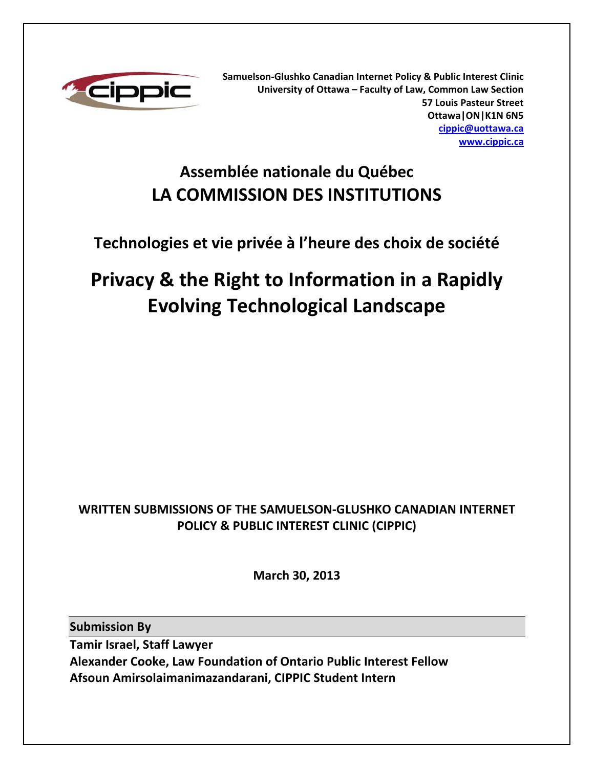**Samuelson-Glushko Canadian Internet Policy & Public Interest Clinic**
**University of Ottawa – Faculty of Law, Common Law Section**
**57 Louis Pasteur Street**
**Ottawa|ON|K1N 6N5**
**[cippic@uottawa.ca](mailto:cippic@uottawa.ca)**
**[www.cippic.ca](http://www.cippic.ca)**

# Assemblée nationale du Québec
# LA COMMISSION DES INSTITUTIONS

## Technologies et vie privée à l'heure des choix de société

# Privacy & the Right to Information in a Rapidly Evolving Technological Landscape

**WRITTEN SUBMISSIONS OF THE SAMUELSON-GLUSHKO CANADIAN INTERNET POLICY & PUBLIC INTEREST CLINIC (CIPPIC)**

**March 30, 2013**

**Submission By**

**Tamir Israel, Staff Lawyer**
**Alexander Cooke, Law Foundation of Ontario Public Interest Fellow**
**Afsoun Amirsolaimanimazandarani, CIPPIC Student Intern**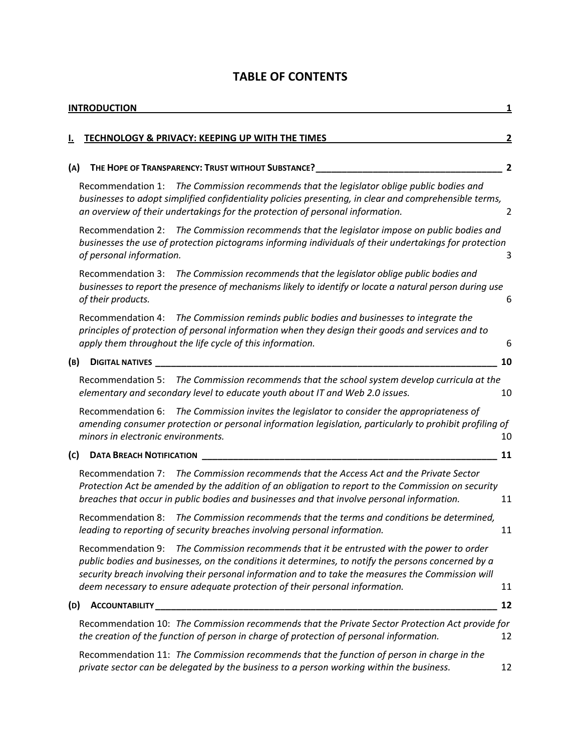# TABLE OF CONTENTS

INTRODUCTION 1

I. TECHNOLOGY & PRIVACY: KEEPING UP WITH THE TIMES 2

(A) THE HOPE OF TRANSPARENCY: TRUST WITHOUT SUBSTANCE? 2

Recommendation 1: *The Commission recommends that the legislator oblige public bodies and businesses to adopt simplified confidentiality policies presenting, in clear and comprehensible terms, an overview of their undertakings for the protection of personal information.* 2

Recommendation 2: *The Commission recommends that the legislator impose on public bodies and businesses the use of protection pictograms informing individuals of their undertakings for protection of personal information.* 3

Recommendation 3: *The Commission recommends that the legislator oblige public bodies and businesses to report the presence of mechanisms likely to identify or locate a natural person during use of their products.* 6

Recommendation 4: *The Commission reminds public bodies and businesses to integrate the principles of protection of personal information when they design their goods and services and to apply them throughout the life cycle of this information.* 6

(B) DIGITAL NATIVES 10

Recommendation 5: *The Commission recommends that the school system develop curricula at the elementary and secondary level to educate youth about IT and Web 2.0 issues.* 10

Recommendation 6: *The Commission invites the legislator to consider the appropriateness of amending consumer protection or personal information legislation, particularly to prohibit profiling of minors in electronic environments.* 10

(C) DATA BREACH NOTIFICATION 11

Recommendation 7: *The Commission recommends that the Access Act and the Private Sector Protection Act be amended by the addition of an obligation to report to the Commission on security breaches that occur in public bodies and businesses and that involve personal information.* 11

Recommendation 8: *The Commission recommends that the terms and conditions be determined, leading to reporting of security breaches involving personal information.* 11

Recommendation 9: *The Commission recommends that it be entrusted with the power to order public bodies and businesses, on the conditions it determines, to notify the persons concerned by a security breach involving their personal information and to take the measures the Commission will deem necessary to ensure adequate protection of their personal information.* 11

(D) ACCOUNTABILITY 12

Recommendation 10: *The Commission recommends that the Private Sector Protection Act provide for the creation of the function of person in charge of protection of personal information.* 12

Recommendation 11: *The Commission recommends that the function of person in charge in the private sector can be delegated by the business to a person working within the business.* 12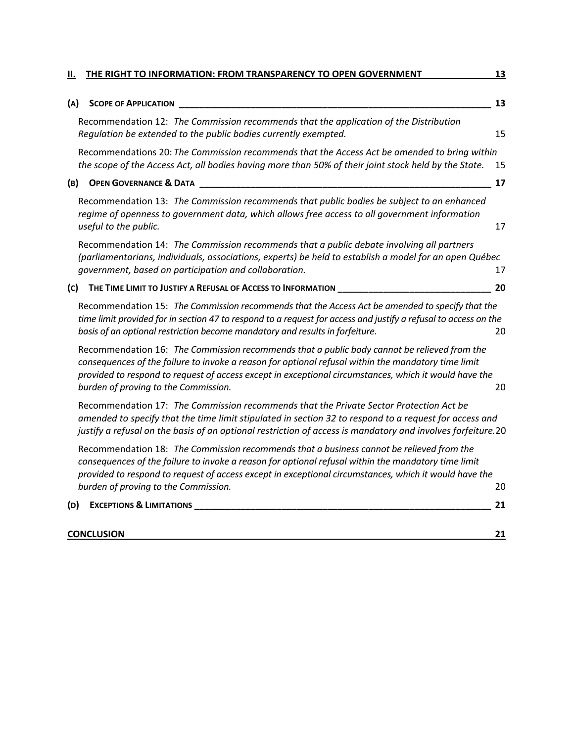**II. THE RIGHT TO INFORMATION: FROM TRANSPARENCY TO OPEN GOVERNMENT** 13

**(A) SCOPE OF APPLICATION** 13

Recommendation 12: *The Commission recommends that the application of the Distribution Regulation be extended to the public bodies currently exempted.* 15

Recommendations 20: *The Commission recommends that the Access Act be amended to bring within the scope of the Access Act, all bodies having more than 50% of their joint stock held by the State.* 15

**(B) OPEN GOVERNANCE & DATA** 17

Recommendation 13: *The Commission recommends that public bodies be subject to an enhanced regime of openness to government data, which allows free access to all government information useful to the public.* 17

Recommendation 14: *The Commission recommends that a public debate involving all partners (parliamentarians, individuals, associations, experts) be held to establish a model for an open Québec government, based on participation and collaboration.* 17

**(C) THE TIME LIMIT TO JUSTIFY A REFUSAL OF ACCESS TO INFORMATION** 20

Recommendation 15: *The Commission recommends that the Access Act be amended to specify that the time limit provided for in section 47 to respond to a request for access and justify a refusal to access on the basis of an optional restriction become mandatory and results in forfeiture.* 20

Recommendation 16: *The Commission recommends that a public body cannot be relieved from the consequences of the failure to invoke a reason for optional refusal within the mandatory time limit provided to respond to request of access except in exceptional circumstances, which it would have the burden of proving to the Commission.* 20

Recommendation 17: *The Commission recommends that the Private Sector Protection Act be amended to specify that the time limit stipulated in section 32 to respond to a request for access and justify a refusal on the basis of an optional restriction of access is mandatory and involves forfeiture.* 20

Recommendation 18: *The Commission recommends that a business cannot be relieved from the consequences of the failure to invoke a reason for optional refusal within the mandatory time limit provided to respond to request of access except in exceptional circumstances, which it would have the burden of proving to the Commission.* 20

**(D) EXCEPTIONS & LIMITATIONS** 21

**CONCLUSION** 21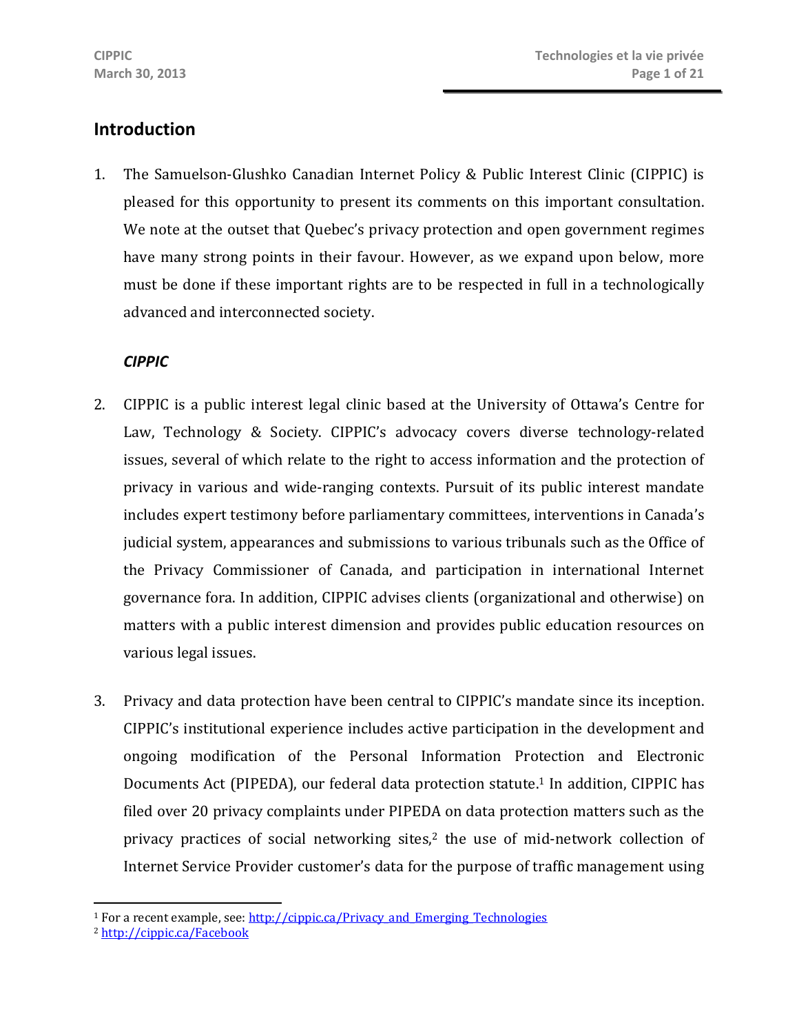## Introduction

1. The Samuelson-Glushko Canadian Internet Policy & Public Interest Clinic (CIPPIC) is pleased for this opportunity to present its comments on this important consultation. We note at the outset that Quebec's privacy protection and open government regimes have many strong points in their favour. However, as we expand upon below, more must be done if these important rights are to be respected in full in a technologically advanced and interconnected society.

### *CIPPIC*

2. CIPPIC is a public interest legal clinic based at the University of Ottawa's Centre for Law, Technology & Society. CIPPIC's advocacy covers diverse technology-related issues, several of which relate to the right to access information and the protection of privacy in various and wide-ranging contexts. Pursuit of its public interest mandate includes expert testimony before parliamentary committees, interventions in Canada's judicial system, appearances and submissions to various tribunals such as the Office of the Privacy Commissioner of Canada, and participation in international Internet governance fora. In addition, CIPPIC advises clients (organizational and otherwise) on matters with a public interest dimension and provides public education resources on various legal issues.

3. Privacy and data protection have been central to CIPPIC's mandate since its inception. CIPPIC's institutional experience includes active participation in the development and ongoing modification of the Personal Information Protection and Electronic Documents Act (PIPEDA), our federal data protection statute.[1] In addition, CIPPIC has filed over 20 privacy complaints under PIPEDA on data protection matters such as the privacy practices of social networking sites,[2] the use of mid-network collection of Internet Service Provider customer's data for the purpose of traffic management using

---

[1] For a recent example, see: http://cippic.ca/Privacy_and_Emerging_Technologies

[2] http://cippic.ca/Facebook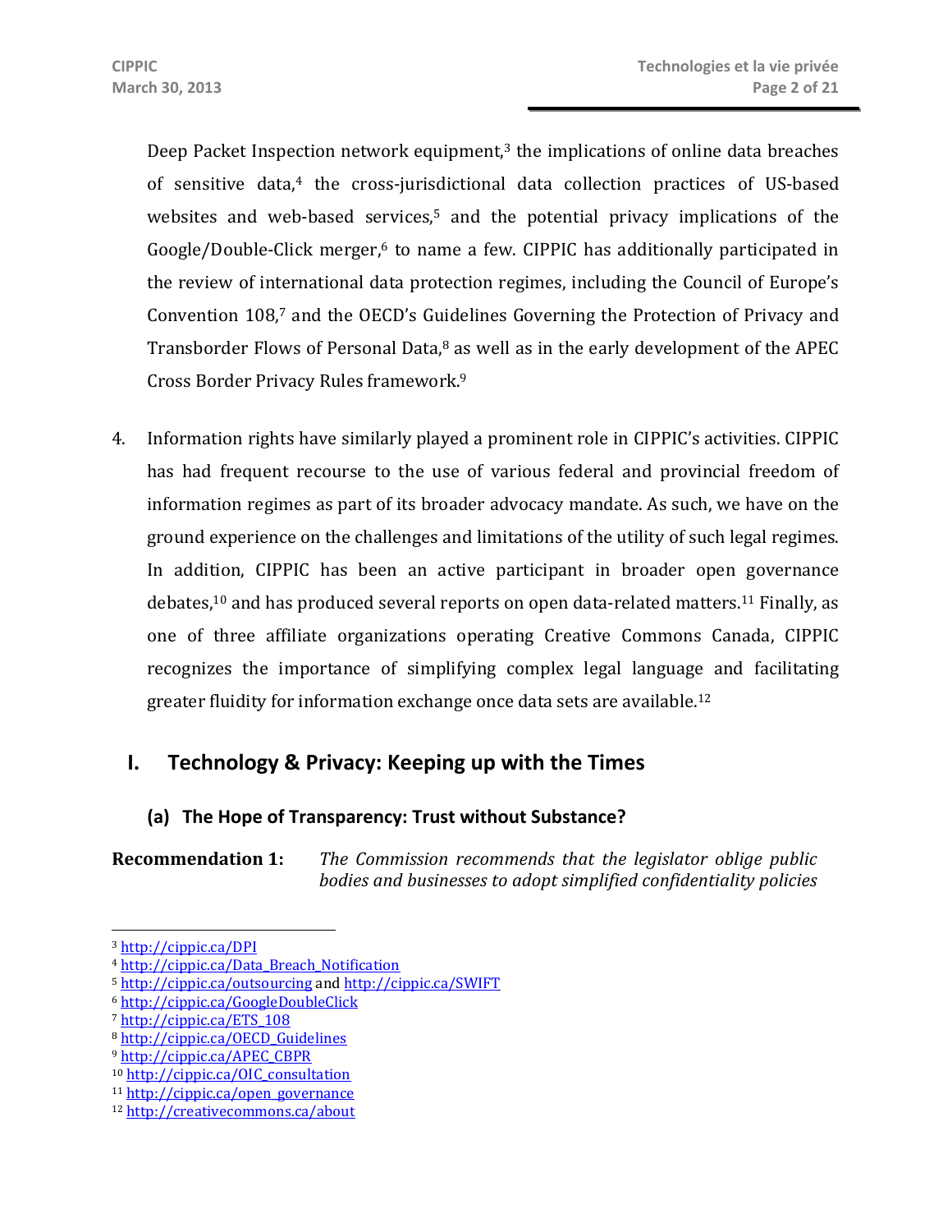Deep Packet Inspection network equipment,[3] the implications of online data breaches of sensitive data,[4] the cross-jurisdictional data collection practices of US-based websites and web-based services,[5] and the potential privacy implications of the Google/Double-Click merger,[6] to name a few. CIPPIC has additionally participated in the review of international data protection regimes, including the Council of Europe's Convention 108,[7] and the OECD's Guidelines Governing the Protection of Privacy and Transborder Flows of Personal Data,[8] as well as in the early development of the APEC Cross Border Privacy Rules framework.[9]

4. Information rights have similarly played a prominent role in CIPPIC's activities. CIPPIC has had frequent recourse to the use of various federal and provincial freedom of information regimes as part of its broader advocacy mandate. As such, we have on the ground experience on the challenges and limitations of the utility of such legal regimes. In addition, CIPPIC has been an active participant in broader open governance debates,[10] and has produced several reports on open data-related matters.[11] Finally, as one of three affiliate organizations operating Creative Commons Canada, CIPPIC recognizes the importance of simplifying complex legal language and facilitating greater fluidity for information exchange once data sets are available.[12]

# I. Technology & Privacy: Keeping up with the Times

## (a) The Hope of Transparency: Trust without Substance?

**Recommendation 1:** *The Commission recommends that the legislator oblige public bodies and businesses to adopt simplified confidentiality policies*

---

[3] http://cippic.ca/DPI
[4] http://cippic.ca/Data_Breach_Notification
[5] http://cippic.ca/outsourcing and http://cippic.ca/SWIFT
[6] http://cippic.ca/GoogleDoubleClick
[7] http://cippic.ca/ETS_108
[8] http://cippic.ca/OECD_Guidelines
[9] http://cippic.ca/APEC_CBPR
[10] http://cippic.ca/OIC_consultation
[11] http://cippic.ca/open_governance
[12] http://creativecommons.ca/about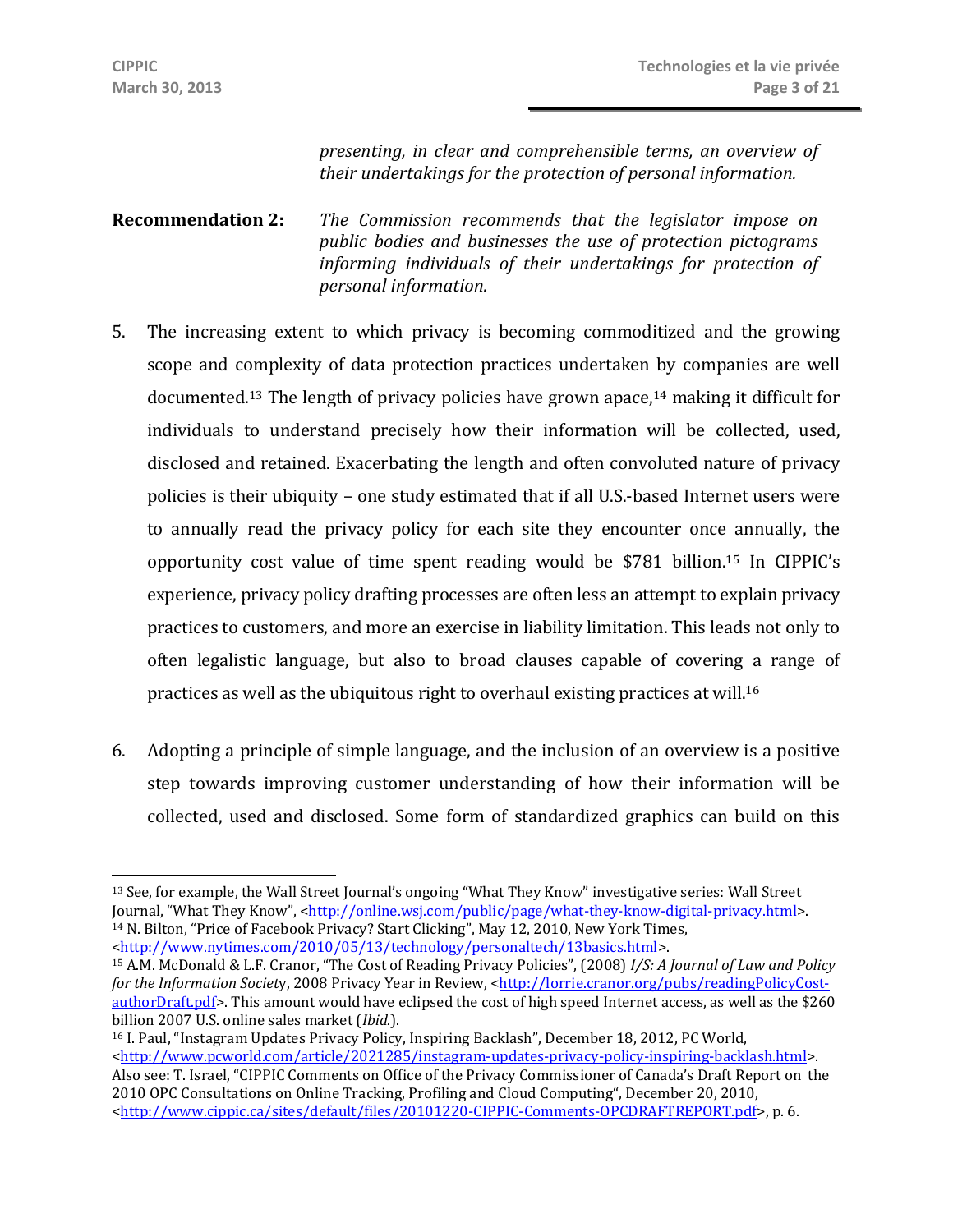*presenting, in clear and comprehensible terms, an overview of their undertakings for the protection of personal information.*

**Recommendation 2:** *The Commission recommends that the legislator impose on public bodies and businesses the use of protection pictograms informing individuals of their undertakings for protection of personal information.*

5. The increasing extent to which privacy is becoming commoditized and the growing scope and complexity of data protection practices undertaken by companies are well documented.[13] The length of privacy policies have grown apace,[14] making it difficult for individuals to understand precisely how their information will be collected, used, disclosed and retained. Exacerbating the length and often convoluted nature of privacy policies is their ubiquity – one study estimated that if all U.S.-based Internet users were to annually read the privacy policy for each site they encounter once annually, the opportunity cost value of time spent reading would be $781 billion.[15] In CIPPIC's experience, privacy policy drafting processes are often less an attempt to explain privacy practices to customers, and more an exercise in liability limitation. This leads not only to often legalistic language, but also to broad clauses capable of covering a range of practices as well as the ubiquitous right to overhaul existing practices at will.[16]

6. Adopting a principle of simple language, and the inclusion of an overview is a positive step towards improving customer understanding of how their information will be collected, used and disclosed. Some form of standardized graphics can build on this

---

[13] See, for example, the Wall Street Journal's ongoing "What They Know" investigative series: Wall Street Journal, "What They Know", <http://online.wsj.com/public/page/what-they-know-digital-privacy.html>.

[14] N. Bilton, "Price of Facebook Privacy? Start Clicking", May 12, 2010, New York Times, <http://www.nytimes.com/2010/05/13/technology/personaltech/13basics.html>.

[15] A.M. McDonald & L.F. Cranor, "The Cost of Reading Privacy Policies", (2008) *I/S: A Journal of Law and Policy for the Information Society*, 2008 Privacy Year in Review, <http://lorrie.cranor.org/pubs/readingPolicyCost-authorDraft.pdf>. This amount would have eclipsed the cost of high speed Internet access, as well as the $260 billion 2007 U.S. online sales market (*Ibid.*).

[16] I. Paul, "Instagram Updates Privacy Policy, Inspiring Backlash", December 18, 2012, PC World, <http://www.pcworld.com/article/2021285/instagram-updates-privacy-policy-inspiring-backlash.html>. Also see: T. Israel, "CIPPIC Comments on Office of the Privacy Commissioner of Canada's Draft Report on the 2010 OPC Consultations on Online Tracking, Profiling and Cloud Computing", December 20, 2010, <http://www.cippic.ca/sites/default/files/20101220-CIPPIC-Comments-OPCDRAFTREPORT.pdf>, p. 6.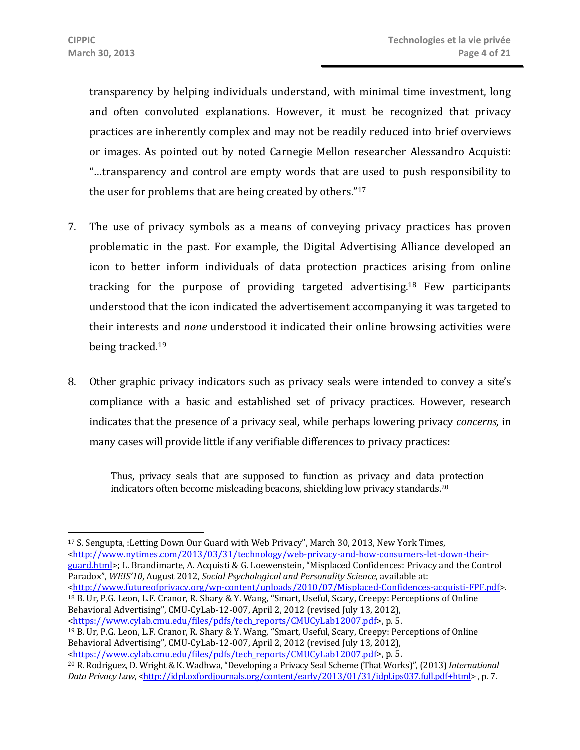transparency by helping individuals understand, with minimal time investment, long and often convoluted explanations. However, it must be recognized that privacy practices are inherently complex and may not be readily reduced into brief overviews or images. As pointed out by noted Carnegie Mellon researcher Alessandro Acquisti: "...transparency and control are empty words that are used to push responsibility to the user for problems that are being created by others."[17]

7. The use of privacy symbols as a means of conveying privacy practices has proven problematic in the past. For example, the Digital Advertising Alliance developed an icon to better inform individuals of data protection practices arising from online tracking for the purpose of providing targeted advertising.[18] Few participants understood that the icon indicated the advertisement accompanying it was targeted to their interests and *none* understood it indicated their online browsing activities were being tracked.[19]

8. Other graphic privacy indicators such as privacy seals were intended to convey a site's compliance with a basic and established set of privacy practices. However, research indicates that the presence of a privacy seal, while perhaps lowering privacy *concerns*, in many cases will provide little if any verifiable differences to privacy practices:

> Thus, privacy seals that are supposed to function as privacy and data protection indicators often become misleading beacons, shielding low privacy standards.[20]

---

[17] S. Sengupta, :Letting Down Our Guard with Web Privacy", March 30, 2013, New York Times, <http://www.nytimes.com/2013/03/31/technology/web-privacy-and-how-consumers-let-down-their-guard.html>; L. Brandimarte, A. Acquisti & G. Loewenstein, "Misplaced Confidences: Privacy and the Control Paradox", *WEIS'10*, August 2012, *Social Psychological and Personality Science*, available at: <http://www.futureofprivacy.org/wp-content/uploads/2010/07/Misplaced-Confidences-acquisti-FPF.pdf>.

[18] B. Ur, P.G. Leon, L.F. Cranor, R. Shary & Y. Wang, "Smart, Useful, Scary, Creepy: Perceptions of Online Behavioral Advertising", CMU-CyLab-12-007, April 2, 2012 (revised July 13, 2012), <https://www.cylab.cmu.edu/files/pdfs/tech_reports/CMUCyLab12007.pdf>, p. 5.

[19] B. Ur, P.G. Leon, L.F. Cranor, R. Shary & Y. Wang, "Smart, Useful, Scary, Creepy: Perceptions of Online Behavioral Advertising", CMU-CyLab-12-007, April 2, 2012 (revised July 13, 2012), <https://www.cylab.cmu.edu/files/pdfs/tech_reports/CMUCyLab12007.pdf>, p. 5.

[20] R. Rodriguez, D. Wright & K. Wadhwa, "Developing a Privacy Seal Scheme (That Works)", (2013) *International Data Privacy Law*, <http://idpl.oxfordjournals.org/content/early/2013/01/31/idpl.ips037.full.pdf+html> , p. 7.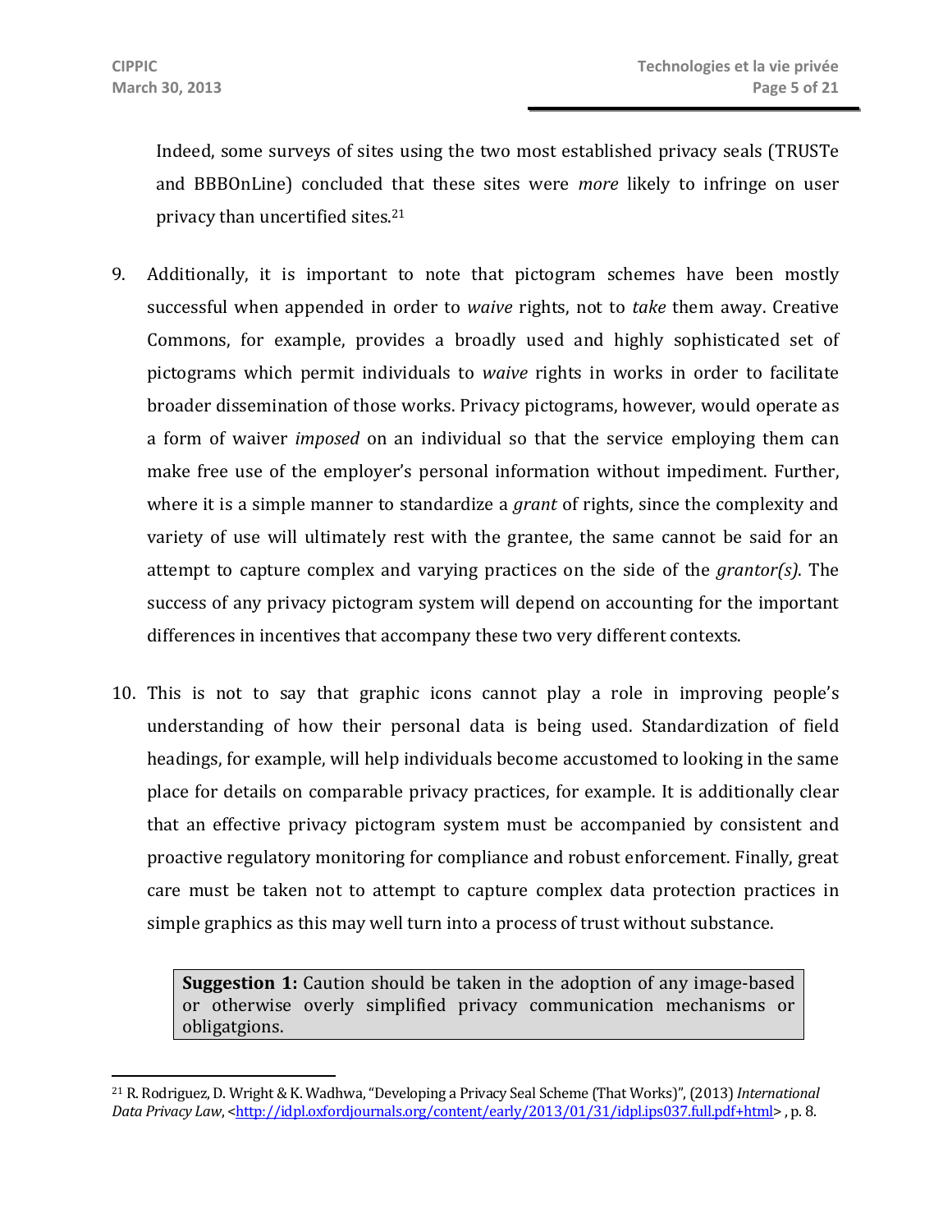Indeed, some surveys of sites using the two most established privacy seals (TRUSTe and BBBOnLine) concluded that these sites were *more* likely to infringe on user privacy than uncertified sites.[21]

9. Additionally, it is important to note that pictogram schemes have been mostly successful when appended in order to *waive* rights, not to *take* them away. Creative Commons, for example, provides a broadly used and highly sophisticated set of pictograms which permit individuals to *waive* rights in works in order to facilitate broader dissemination of those works. Privacy pictograms, however, would operate as a form of waiver *imposed* on an individual so that the service employing them can make free use of the employer's personal information without impediment. Further, where it is a simple manner to standardize a *grant* of rights, since the complexity and variety of use will ultimately rest with the grantee, the same cannot be said for an attempt to capture complex and varying practices on the side of the *grantor(s)*. The success of any privacy pictogram system will depend on accounting for the important differences in incentives that accompany these two very different contexts.

10. This is not to say that graphic icons cannot play a role in improving people's understanding of how their personal data is being used. Standardization of field headings, for example, will help individuals become accustomed to looking in the same place for details on comparable privacy practices, for example. It is additionally clear that an effective privacy pictogram system must be accompanied by consistent and proactive regulatory monitoring for compliance and robust enforcement. Finally, great care must be taken not to attempt to capture complex data protection practices in simple graphics as this may well turn into a process of trust without substance.

> **Suggestion 1:** Caution should be taken in the adoption of any image-based or otherwise overly simplified privacy communication mechanisms or obligatgions.

[21] R. Rodriguez, D. Wright & K. Wadhwa, "Developing a Privacy Seal Scheme (That Works)", (2013) *International Data Privacy Law*, <http://idpl.oxfordjournals.org/content/early/2013/01/31/idpl.ips037.full.pdf+html> , p. 8.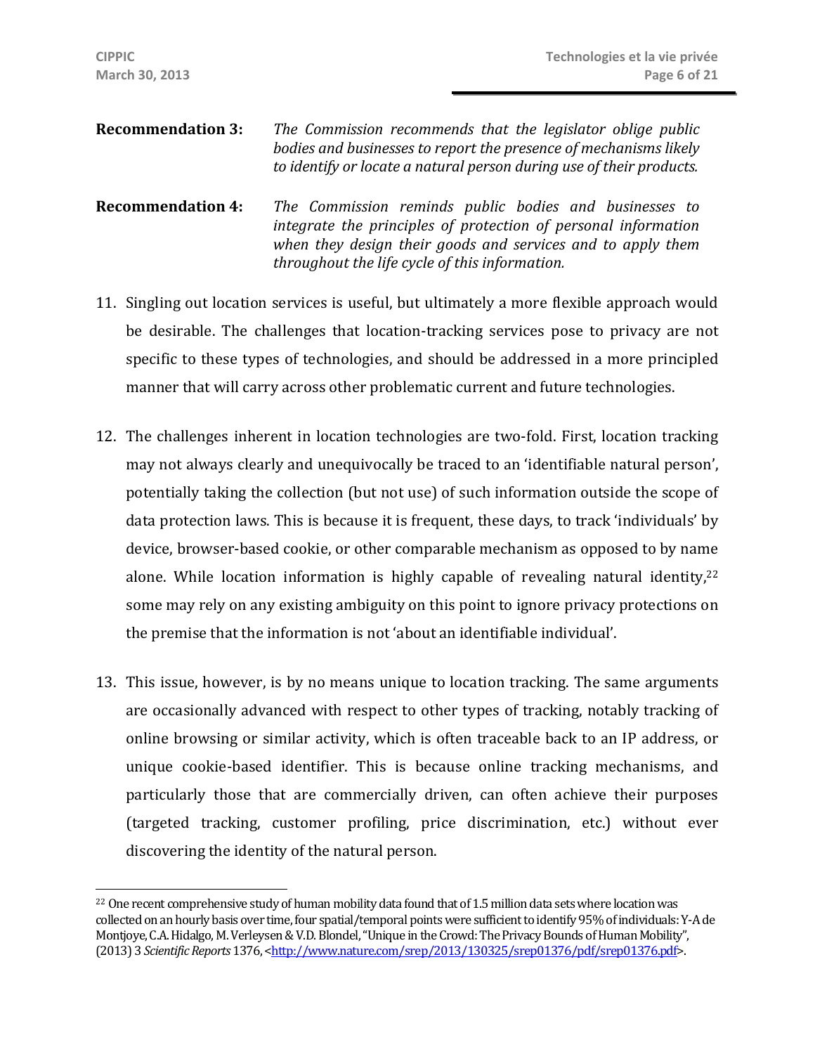**Recommendation 3:** *The Commission recommends that the legislator oblige public bodies and businesses to report the presence of mechanisms likely to identify or locate a natural person during use of their products.*

**Recommendation 4:** *The Commission reminds public bodies and businesses to integrate the principles of protection of personal information when they design their goods and services and to apply them throughout the life cycle of this information.*

11. Singling out location services is useful, but ultimately a more flexible approach would be desirable. The challenges that location-tracking services pose to privacy are not specific to these types of technologies, and should be addressed in a more principled manner that will carry across other problematic current and future technologies.

12. The challenges inherent in location technologies are two-fold. First, location tracking may not always clearly and unequivocally be traced to an 'identifiable natural person', potentially taking the collection (but not use) of such information outside the scope of data protection laws. This is because it is frequent, these days, to track 'individuals' by device, browser-based cookie, or other comparable mechanism as opposed to by name alone. While location information is highly capable of revealing natural identity,[22] some may rely on any existing ambiguity on this point to ignore privacy protections on the premise that the information is not 'about an identifiable individual'.

13. This issue, however, is by no means unique to location tracking. The same arguments are occasionally advanced with respect to other types of tracking, notably tracking of online browsing or similar activity, which is often traceable back to an IP address, or unique cookie-based identifier. This is because online tracking mechanisms, and particularly those that are commercially driven, can often achieve their purposes (targeted tracking, customer profiling, price discrimination, etc.) without ever discovering the identity of the natural person.

---

[22] One recent comprehensive study of human mobility data found that of 1.5 million data sets where location was collected on an hourly basis over time, four spatial/temporal points were sufficient to identify 95% of individuals: Y-A de Montjoye, C.A. Hidalgo, M. Verleysen & V.D. Blondel, "Unique in the Crowd: The Privacy Bounds of Human Mobility", (2013) 3 *Scientific Reports* 1376, <http://www.nature.com/srep/2013/130325/srep01376/pdf/srep01376.pdf>.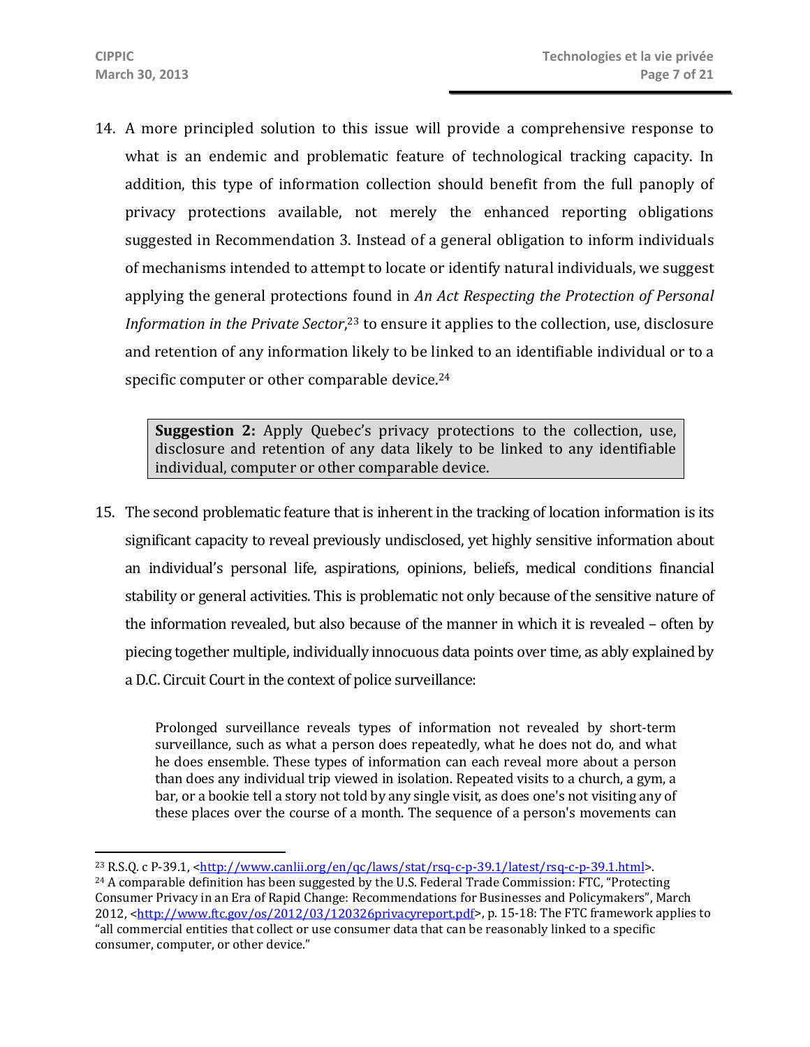14. A more principled solution to this issue will provide a comprehensive response to what is an endemic and problematic feature of technological tracking capacity. In addition, this type of information collection should benefit from the full panoply of privacy protections available, not merely the enhanced reporting obligations suggested in Recommendation 3. Instead of a general obligation to inform individuals of mechanisms intended to attempt to locate or identify natural individuals, we suggest applying the general protections found in *An Act Respecting the Protection of Personal Information in the Private Sector*,[23] to ensure it applies to the collection, use, disclosure and retention of any information likely to be linked to an identifiable individual or to a specific computer or other comparable device.[24]

> **Suggestion 2:** Apply Quebec's privacy protections to the collection, use, disclosure and retention of any data likely to be linked to any identifiable individual, computer or other comparable device.

15. The second problematic feature that is inherent in the tracking of location information is its significant capacity to reveal previously undisclosed, yet highly sensitive information about an individual's personal life, aspirations, opinions, beliefs, medical conditions financial stability or general activities. This is problematic not only because of the sensitive nature of the information revealed, but also because of the manner in which it is revealed – often by piecing together multiple, individually innocuous data points over time, as ably explained by a D.C. Circuit Court in the context of police surveillance:

> Prolonged surveillance reveals types of information not revealed by short-term surveillance, such as what a person does repeatedly, what he does not do, and what he does ensemble. These types of information can each reveal more about a person than does any individual trip viewed in isolation. Repeated visits to a church, a gym, a bar, or a bookie tell a story not told by any single visit, as does one's not visiting any of these places over the course of a month. The sequence of a person's movements can

---

[23] R.S.Q. c P-39.1, <http://www.canlii.org/en/qc/laws/stat/rsq-c-p-39.1/latest/rsq-c-p-39.1.html>.

[24] A comparable definition has been suggested by the U.S. Federal Trade Commission: FTC, "Protecting Consumer Privacy in an Era of Rapid Change: Recommendations for Businesses and Policymakers", March 2012, <http://www.ftc.gov/os/2012/03/120326privacyreport.pdf>, p. 15-18: The FTC framework applies to "all commercial entities that collect or use consumer data that can be reasonably linked to a specific consumer, computer, or other device."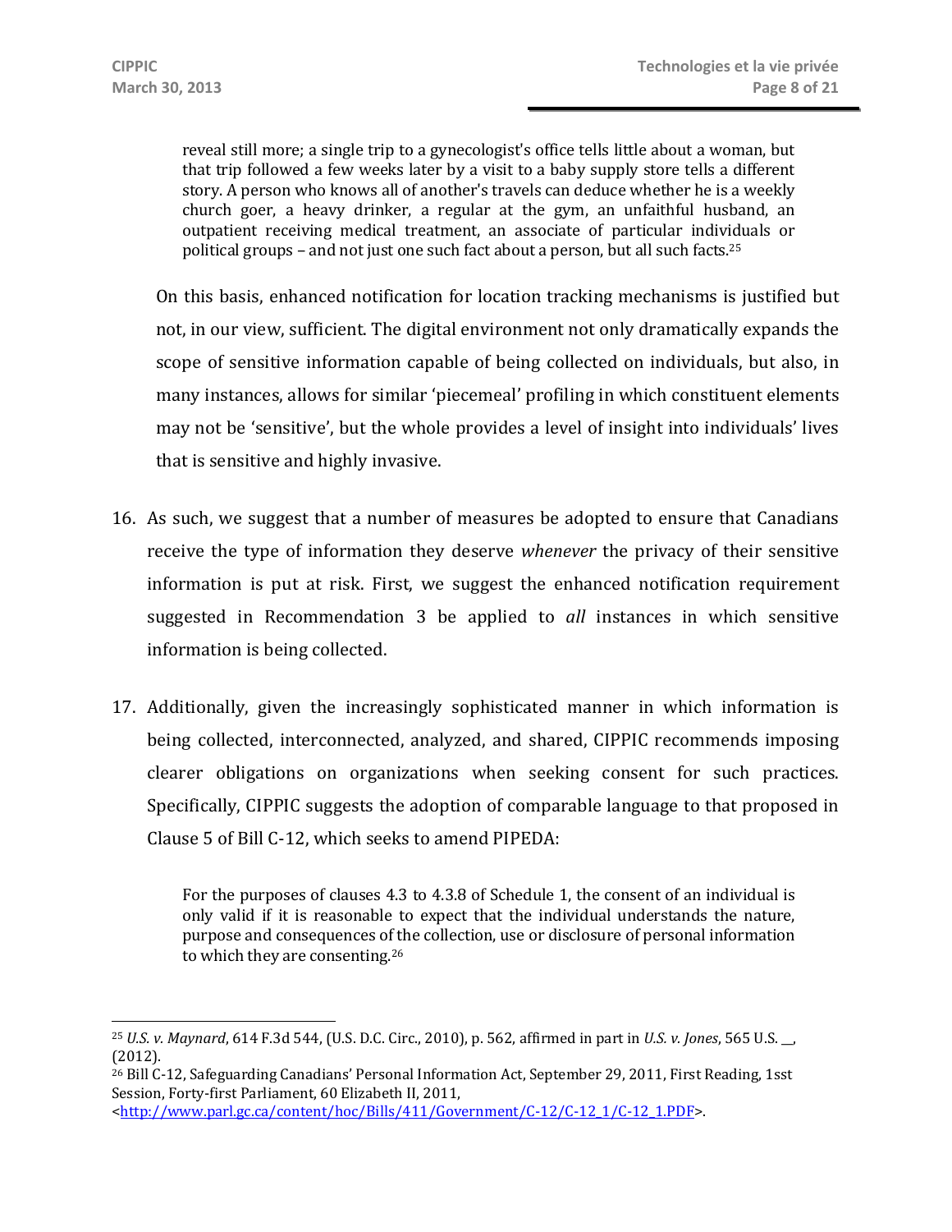> reveal still more; a single trip to a gynecologist's office tells little about a woman, but that trip followed a few weeks later by a visit to a baby supply store tells a different story. A person who knows all of another's travels can deduce whether he is a weekly church goer, a heavy drinker, a regular at the gym, an unfaithful husband, an outpatient receiving medical treatment, an associate of particular individuals or political groups – and not just one such fact about a person, but all such facts.[25]

On this basis, enhanced notification for location tracking mechanisms is justified but not, in our view, sufficient. The digital environment not only dramatically expands the scope of sensitive information capable of being collected on individuals, but also, in many instances, allows for similar 'piecemeal' profiling in which constituent elements may not be 'sensitive', but the whole provides a level of insight into individuals' lives that is sensitive and highly invasive.

16. As such, we suggest that a number of measures be adopted to ensure that Canadians receive the type of information they deserve *whenever* the privacy of their sensitive information is put at risk. First, we suggest the enhanced notification requirement suggested in Recommendation 3 be applied to *all* instances in which sensitive information is being collected.

17. Additionally, given the increasingly sophisticated manner in which information is being collected, interconnected, analyzed, and shared, CIPPIC recommends imposing clearer obligations on organizations when seeking consent for such practices. Specifically, CIPPIC suggests the adoption of comparable language to that proposed in Clause 5 of Bill C-12, which seeks to amend PIPEDA:

> For the purposes of clauses 4.3 to 4.3.8 of Schedule 1, the consent of an individual is only valid if it is reasonable to expect that the individual understands the nature, purpose and consequences of the collection, use or disclosure of personal information to which they are consenting.[26]

---

[25] *U.S. v. Maynard*, 614 F.3d 544, (U.S. D.C. Circ., 2010), p. 562, affirmed in part in *U.S. v. Jones*, 565 U.S. __, (2012).

[26] Bill C-12, Safeguarding Canadians' Personal Information Act, September 29, 2011, First Reading, 1sst Session, Forty-first Parliament, 60 Elizabeth II, 2011, <http://www.parl.gc.ca/content/hoc/Bills/411/Government/C-12/C-12_1/C-12_1.PDF>.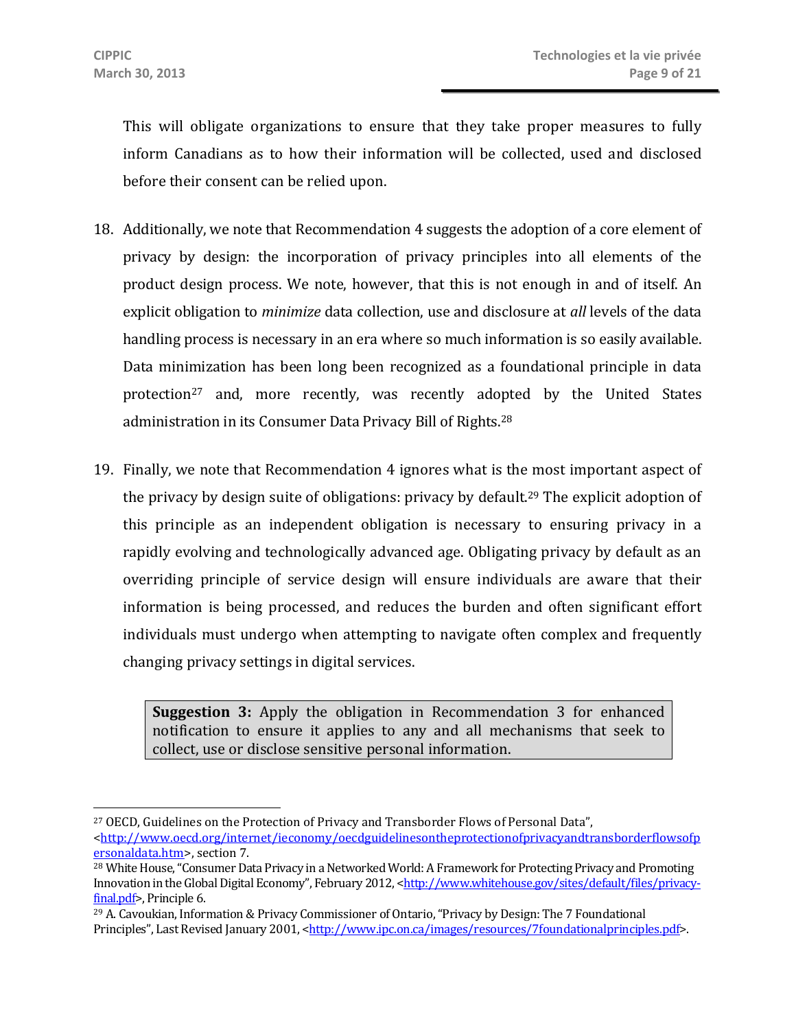This will obligate organizations to ensure that they take proper measures to fully inform Canadians as to how their information will be collected, used and disclosed before their consent can be relied upon.

18. Additionally, we note that Recommendation 4 suggests the adoption of a core element of privacy by design: the incorporation of privacy principles into all elements of the product design process. We note, however, that this is not enough in and of itself. An explicit obligation to *minimize* data collection, use and disclosure at *all* levels of the data handling process is necessary in an era where so much information is so easily available. Data minimization has been long been recognized as a foundational principle in data protection[27] and, more recently, was recently adopted by the United States administration in its Consumer Data Privacy Bill of Rights.[28]

19. Finally, we note that Recommendation 4 ignores what is the most important aspect of the privacy by design suite of obligations: privacy by default.[29] The explicit adoption of this principle as an independent obligation is necessary to ensuring privacy in a rapidly evolving and technologically advanced age. Obligating privacy by default as an overriding principle of service design will ensure individuals are aware that their information is being processed, and reduces the burden and often significant effort individuals must undergo when attempting to navigate often complex and frequently changing privacy settings in digital services.

> **Suggestion 3:** Apply the obligation in Recommendation 3 for enhanced notification to ensure it applies to any and all mechanisms that seek to collect, use or disclose sensitive personal information.

---

[27] OECD, Guidelines on the Protection of Privacy and Transborder Flows of Personal Data", <http://www.oecd.org/internet/ieconomy/oecdguidelinesontheprotectionofprivacyandtransborderflowsofpersonaldata.htm>, section 7.

[28] White House, "Consumer Data Privacy in a Networked World: A Framework for Protecting Privacy and Promoting Innovation in the Global Digital Economy", February 2012, <http://www.whitehouse.gov/sites/default/files/privacy-final.pdf>, Principle 6.

[29] A. Cavoukian, Information & Privacy Commissioner of Ontario, "Privacy by Design: The 7 Foundational Principles", Last Revised January 2001, <http://www.ipc.on.ca/images/resources/7foundationalprinciples.pdf>.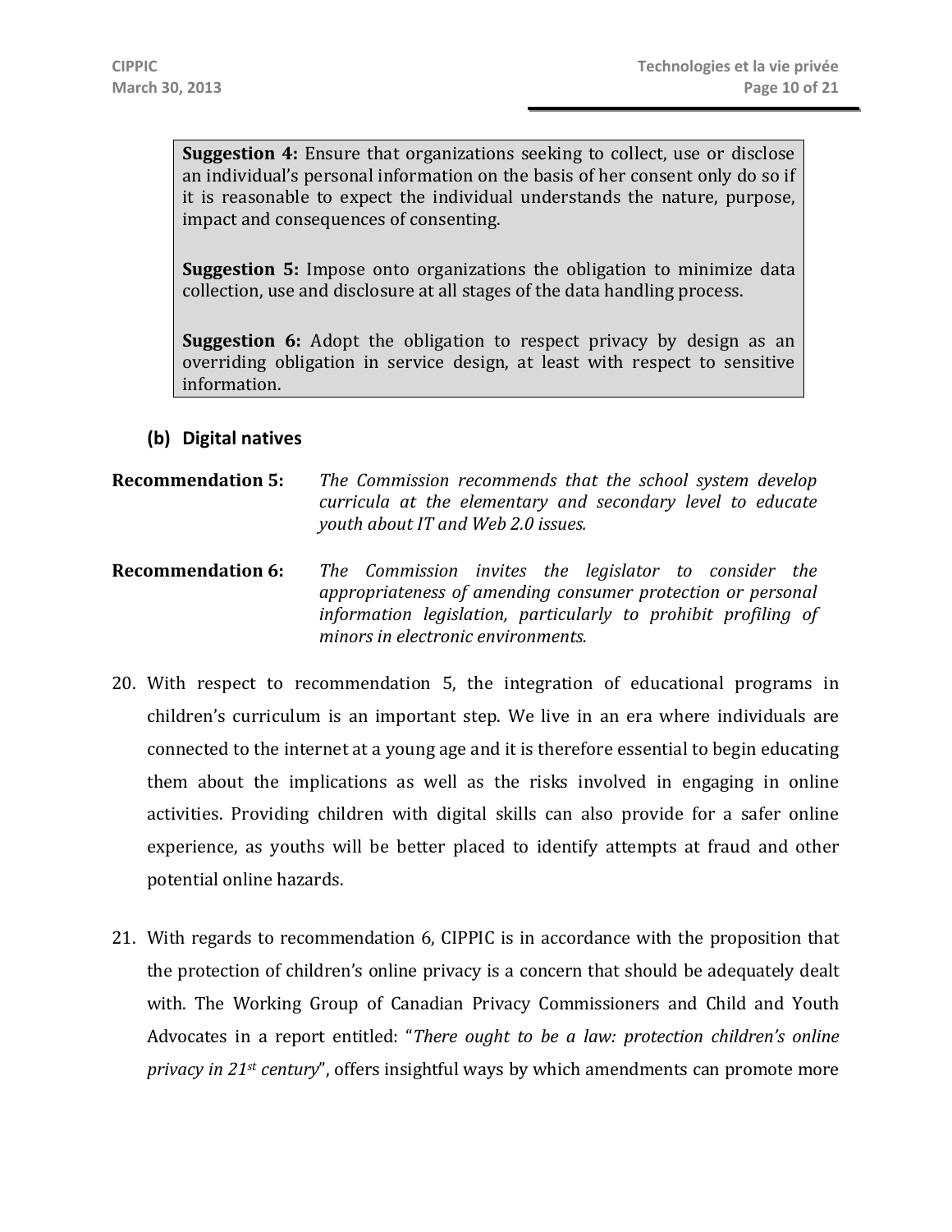> **Suggestion 4:** Ensure that organizations seeking to collect, use or disclose an individual's personal information on the basis of her consent only do so if it is reasonable to expect the individual understands the nature, purpose, impact and consequences of consenting.
>
> **Suggestion 5:** Impose onto organizations the obligation to minimize data collection, use and disclosure at all stages of the data handling process.
>
> **Suggestion 6:** Adopt the obligation to respect privacy by design as an overriding obligation in service design, at least with respect to sensitive information.

### (b) Digital natives

**Recommendation 5:** *The Commission recommends that the school system develop curricula at the elementary and secondary level to educate youth about IT and Web 2.0 issues.*

**Recommendation 6:** *The Commission invites the legislator to consider the appropriateness of amending consumer protection or personal information legislation, particularly to prohibit profiling of minors in electronic environments.*

20. With respect to recommendation 5, the integration of educational programs in children's curriculum is an important step. We live in an era where individuals are connected to the internet at a young age and it is therefore essential to begin educating them about the implications as well as the risks involved in engaging in online activities. Providing children with digital skills can also provide for a safer online experience, as youths will be better placed to identify attempts at fraud and other potential online hazards.

21. With regards to recommendation 6, CIPPIC is in accordance with the proposition that the protection of children's online privacy is a concern that should be adequately dealt with. The Working Group of Canadian Privacy Commissioners and Child and Youth Advocates in a report entitled: "*There ought to be a law: protection children's online privacy in 21st century*", offers insightful ways by which amendments can promote more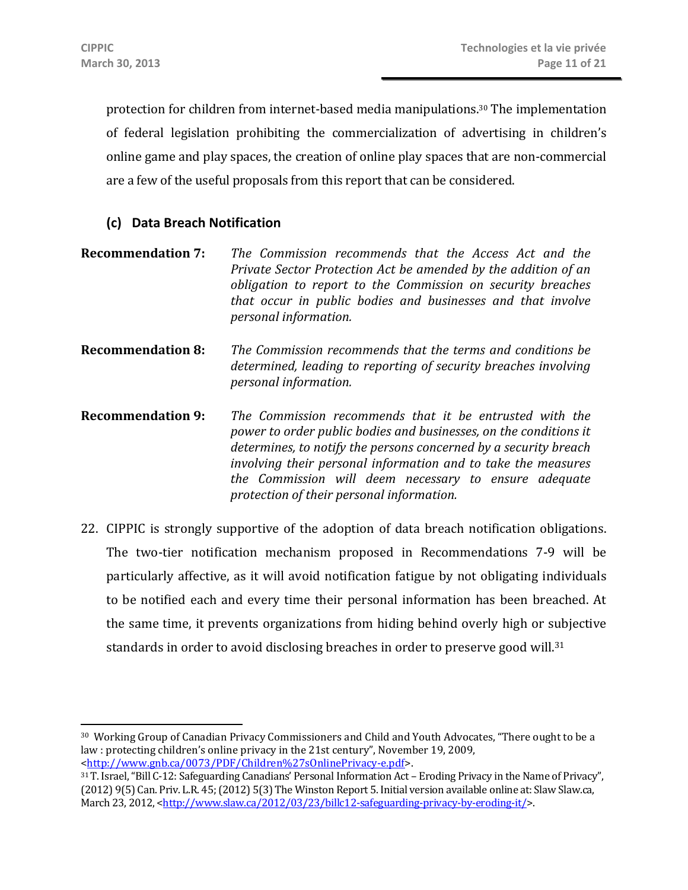protection for children from internet-based media manipulations.[30] The implementation of federal legislation prohibiting the commercialization of advertising in children's online game and play spaces, the creation of online play spaces that are non-commercial are a few of the useful proposals from this report that can be considered.

### (c) Data Breach Notification

**Recommendation 7:** *The Commission recommends that the Access Act and the Private Sector Protection Act be amended by the addition of an obligation to report to the Commission on security breaches that occur in public bodies and businesses and that involve personal information.*

**Recommendation 8:** *The Commission recommends that the terms and conditions be determined, leading to reporting of security breaches involving personal information.*

**Recommendation 9:** *The Commission recommends that it be entrusted with the power to order public bodies and businesses, on the conditions it determines, to notify the persons concerned by a security breach involving their personal information and to take the measures the Commission will deem necessary to ensure adequate protection of their personal information.*

22. CIPPIC is strongly supportive of the adoption of data breach notification obligations. The two-tier notification mechanism proposed in Recommendations 7-9 will be particularly affective, as it will avoid notification fatigue by not obligating individuals to be notified each and every time their personal information has been breached. At the same time, it prevents organizations from hiding behind overly high or subjective standards in order to avoid disclosing breaches in order to preserve good will.[31]

---

[30] Working Group of Canadian Privacy Commissioners and Child and Youth Advocates, "There ought to be a law : protecting children's online privacy in the 21st century", November 19, 2009, <http://www.gnb.ca/0073/PDF/Children%27sOnlinePrivacy-e.pdf>.

[31] T. Israel, "Bill C-12: Safeguarding Canadians' Personal Information Act – Eroding Privacy in the Name of Privacy", (2012) 9(5) Can. Priv. L.R. 45; (2012) 5(3) The Winston Report 5. Initial version available online at: Slaw Slaw.ca, March 23, 2012, <http://www.slaw.ca/2012/03/23/billc12-safeguarding-privacy-by-eroding-it/>.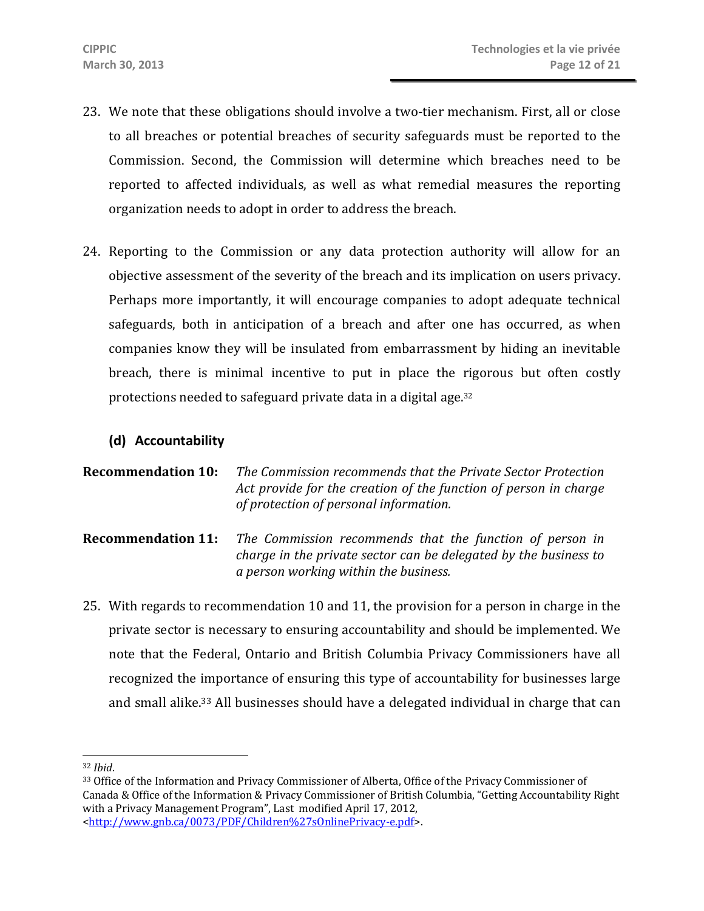23. We note that these obligations should involve a two-tier mechanism. First, all or close to all breaches or potential breaches of security safeguards must be reported to the Commission. Second, the Commission will determine which breaches need to be reported to affected individuals, as well as what remedial measures the reporting organization needs to adopt in order to address the breach.

24. Reporting to the Commission or any data protection authority will allow for an objective assessment of the severity of the breach and its implication on users privacy. Perhaps more importantly, it will encourage companies to adopt adequate technical safeguards, both in anticipation of a breach and after one has occurred, as when companies know they will be insulated from embarrassment by hiding an inevitable breach, there is minimal incentive to put in place the rigorous but often costly protections needed to safeguard private data in a digital age.[32]

### (d) Accountability

**Recommendation 10:** *The Commission recommends that the Private Sector Protection Act provide for the creation of the function of person in charge of protection of personal information.*

**Recommendation 11:** *The Commission recommends that the function of person in charge in the private sector can be delegated by the business to a person working within the business.*

25. With regards to recommendation 10 and 11, the provision for a person in charge in the private sector is necessary to ensuring accountability and should be implemented. We note that the Federal, Ontario and British Columbia Privacy Commissioners have all recognized the importance of ensuring this type of accountability for businesses large and small alike.[33] All businesses should have a delegated individual in charge that can

---

[32] *Ibid*.

[33] Office of the Information and Privacy Commissioner of Alberta, Office of the Privacy Commissioner of Canada & Office of the Information & Privacy Commissioner of British Columbia, "Getting Accountability Right with a Privacy Management Program", Last modified April 17, 2012, <http://www.gnb.ca/0073/PDF/Children%27sOnlinePrivacy-e.pdf>.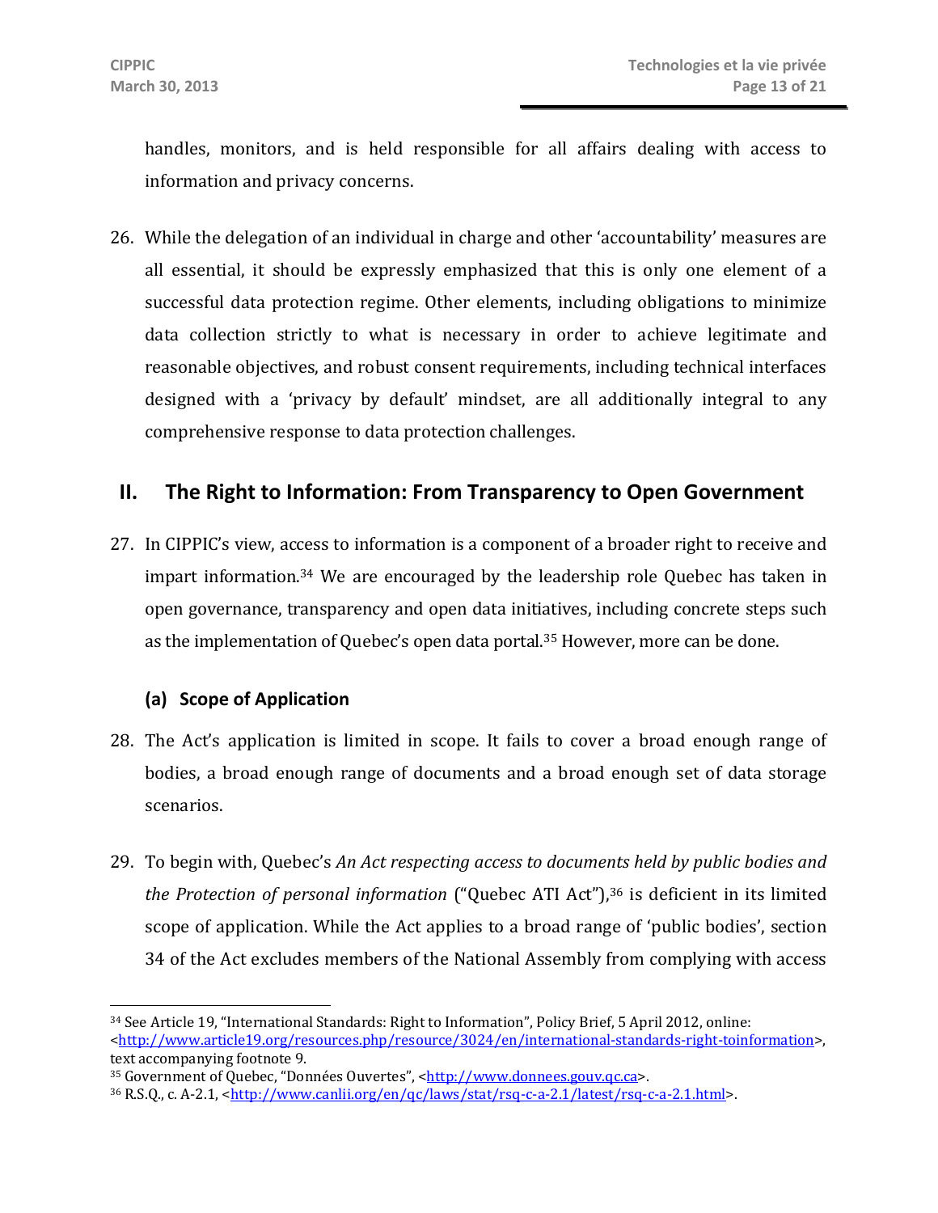handles, monitors, and is held responsible for all affairs dealing with access to information and privacy concerns.

26. While the delegation of an individual in charge and other 'accountability' measures are all essential, it should be expressly emphasized that this is only one element of a successful data protection regime. Other elements, including obligations to minimize data collection strictly to what is necessary in order to achieve legitimate and reasonable objectives, and robust consent requirements, including technical interfaces designed with a 'privacy by default' mindset, are all additionally integral to any comprehensive response to data protection challenges.

## II. The Right to Information: From Transparency to Open Government

27. In CIPPIC's view, access to information is a component of a broader right to receive and impart information.[34] We are encouraged by the leadership role Quebec has taken in open governance, transparency and open data initiatives, including concrete steps such as the implementation of Quebec's open data portal.[35] However, more can be done.

### (a) Scope of Application

28. The Act's application is limited in scope. It fails to cover a broad enough range of bodies, a broad enough range of documents and a broad enough set of data storage scenarios.

29. To begin with, Quebec's *An Act respecting access to documents held by public bodies and the Protection of personal information* ("Quebec ATI Act"),[36] is deficient in its limited scope of application. While the Act applies to a broad range of 'public bodies', section 34 of the Act excludes members of the National Assembly from complying with access

---

[34] See Article 19, "International Standards: Right to Information", Policy Brief, 5 April 2012, online: <http://www.article19.org/resources.php/resource/3024/en/international-standards-right-toinformation>, text accompanying footnote 9.

[35] Government of Quebec, "Données Ouvertes", <http://www.donnees.gouv.qc.ca>.

[36] R.S.Q., c. A-2.1, <http://www.canlii.org/en/qc/laws/stat/rsq-c-a-2.1/latest/rsq-c-a-2.1.html>.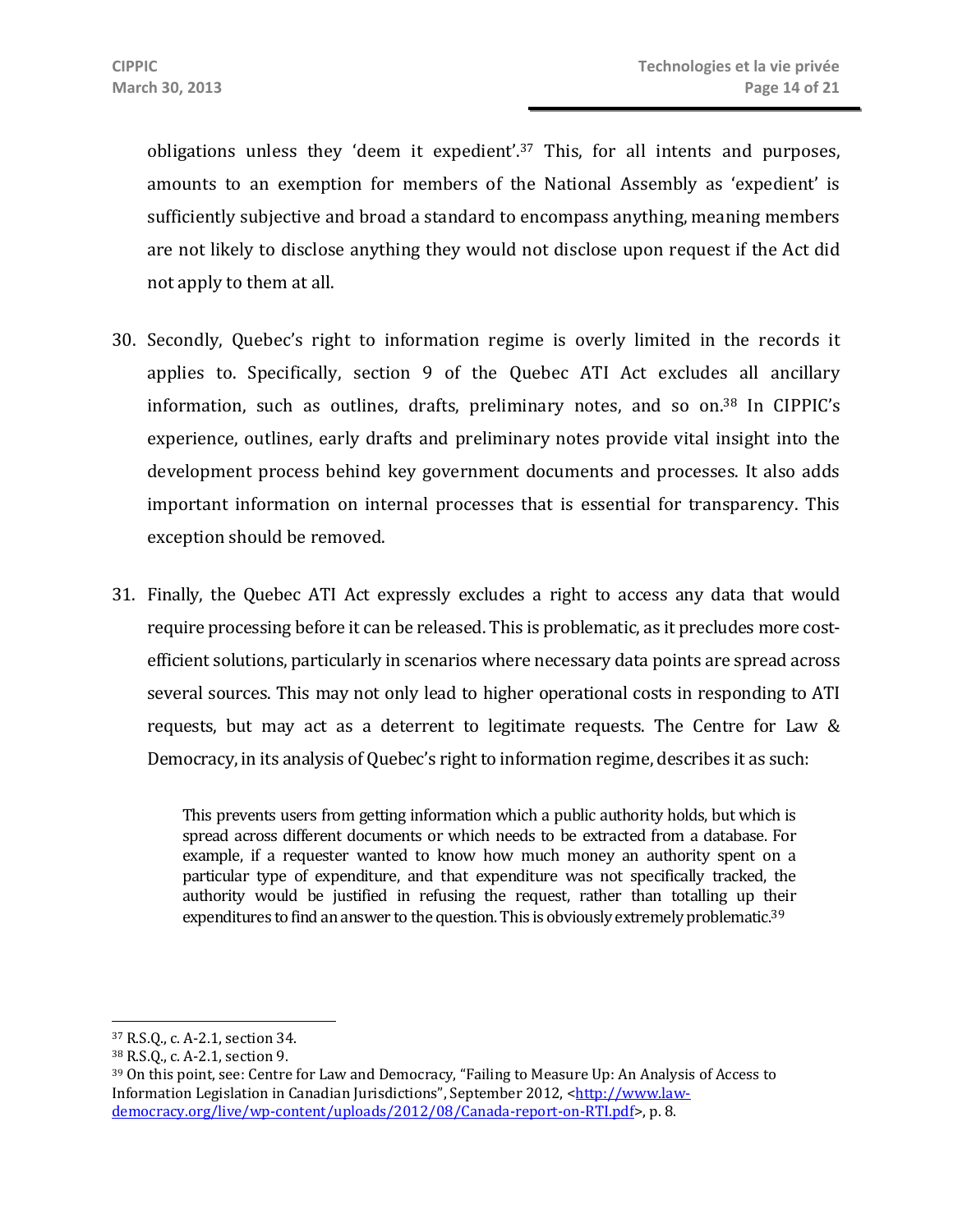obligations unless they 'deem it expedient'.[37] This, for all intents and purposes, amounts to an exemption for members of the National Assembly as 'expedient' is sufficiently subjective and broad a standard to encompass anything, meaning members are not likely to disclose anything they would not disclose upon request if the Act did not apply to them at all.

30. Secondly, Quebec's right to information regime is overly limited in the records it applies to. Specifically, section 9 of the Quebec ATI Act excludes all ancillary information, such as outlines, drafts, preliminary notes, and so on.[38] In CIPPIC's experience, outlines, early drafts and preliminary notes provide vital insight into the development process behind key government documents and processes. It also adds important information on internal processes that is essential for transparency. This exception should be removed.

31. Finally, the Quebec ATI Act expressly excludes a right to access any data that would require processing before it can be released. This is problematic, as it precludes more cost-efficient solutions, particularly in scenarios where necessary data points are spread across several sources. This may not only lead to higher operational costs in responding to ATI requests, but may act as a deterrent to legitimate requests. The Centre for Law & Democracy, in its analysis of Quebec's right to information regime, describes it as such:

> This prevents users from getting information which a public authority holds, but which is spread across different documents or which needs to be extracted from a database. For example, if a requester wanted to know how much money an authority spent on a particular type of expenditure, and that expenditure was not specifically tracked, the authority would be justified in refusing the request, rather than totalling up their expenditures to find an answer to the question. This is obviously extremely problematic.[39]

---

[37] R.S.Q., c. A-2.1, section 34.

[38] R.S.Q., c. A-2.1, section 9.

[39] On this point, see: Centre for Law and Democracy, "Failing to Measure Up: An Analysis of Access to Information Legislation in Canadian Jurisdictions", September 2012, <http://www.law-democracy.org/live/wp-content/uploads/2012/08/Canada-report-on-RTI.pdf>, p. 8.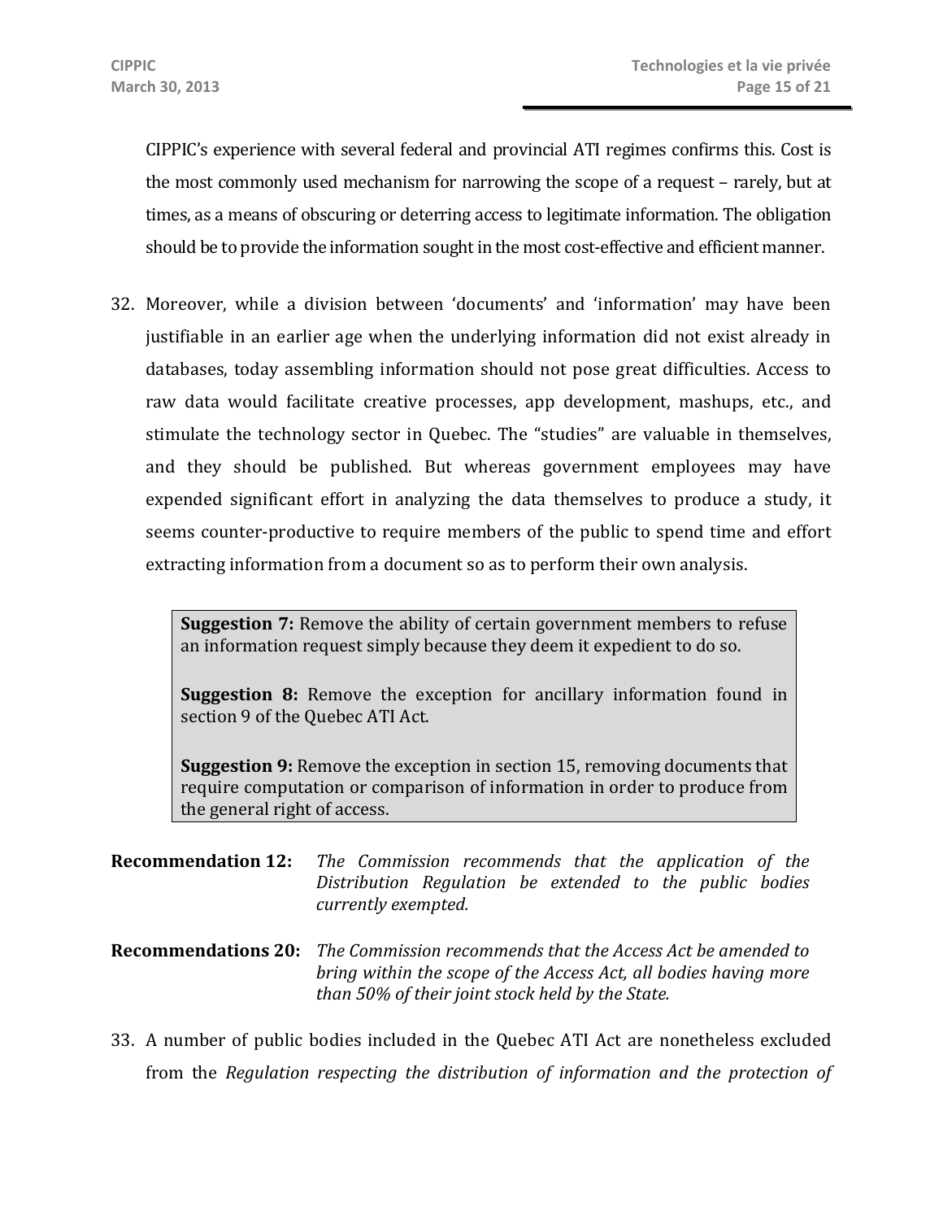CIPPIC's experience with several federal and provincial ATI regimes confirms this. Cost is the most commonly used mechanism for narrowing the scope of a request – rarely, but at times, as a means of obscuring or deterring access to legitimate information. The obligation should be to provide the information sought in the most cost-effective and efficient manner.

32. Moreover, while a division between 'documents' and 'information' may have been justifiable in an earlier age when the underlying information did not exist already in databases, today assembling information should not pose great difficulties. Access to raw data would facilitate creative processes, app development, mashups, etc., and stimulate the technology sector in Quebec. The "studies" are valuable in themselves, and they should be published. But whereas government employees may have expended significant effort in analyzing the data themselves to produce a study, it seems counter-productive to require members of the public to spend time and effort extracting information from a document so as to perform their own analysis.

> **Suggestion 7:** Remove the ability of certain government members to refuse an information request simply because they deem it expedient to do so.
>
> **Suggestion 8:** Remove the exception for ancillary information found in section 9 of the Quebec ATI Act.
>
> **Suggestion 9:** Remove the exception in section 15, removing documents that require computation or comparison of information in order to produce from the general right of access.

**Recommendation 12:** *The Commission recommends that the application of the Distribution Regulation be extended to the public bodies currently exempted.*

**Recommendations 20:** *The Commission recommends that the Access Act be amended to bring within the scope of the Access Act, all bodies having more than 50% of their joint stock held by the State.*

33. A number of public bodies included in the Quebec ATI Act are nonetheless excluded from the *Regulation respecting the distribution of information and the protection of*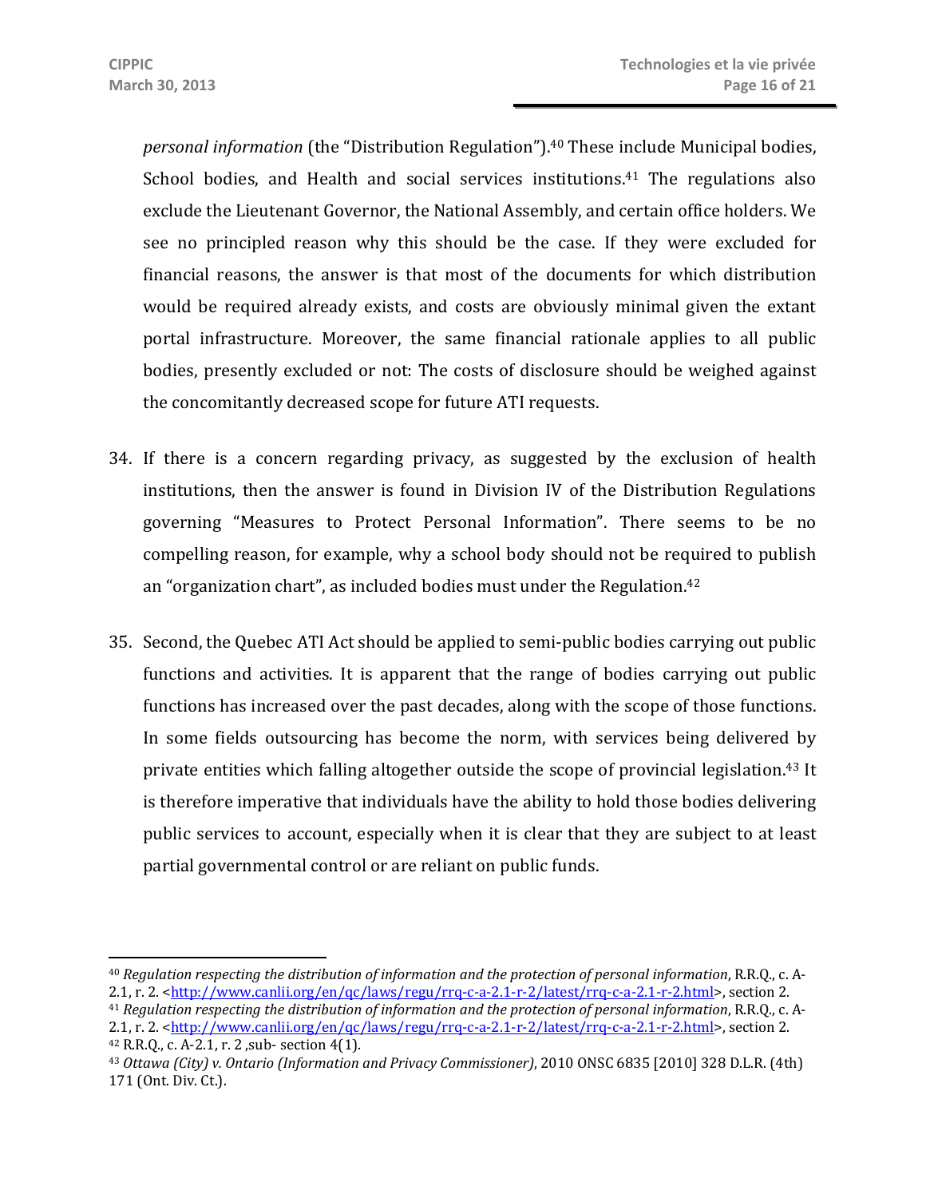*personal information* (the "Distribution Regulation").[40] These include Municipal bodies, School bodies, and Health and social services institutions.[41] The regulations also exclude the Lieutenant Governor, the National Assembly, and certain office holders. We see no principled reason why this should be the case. If they were excluded for financial reasons, the answer is that most of the documents for which distribution would be required already exists, and costs are obviously minimal given the extant portal infrastructure. Moreover, the same financial rationale applies to all public bodies, presently excluded or not: The costs of disclosure should be weighed against the concomitantly decreased scope for future ATI requests.

34. If there is a concern regarding privacy, as suggested by the exclusion of health institutions, then the answer is found in Division IV of the Distribution Regulations governing "Measures to Protect Personal Information". There seems to be no compelling reason, for example, why a school body should not be required to publish an "organization chart", as included bodies must under the Regulation.[42]

35. Second, the Quebec ATI Act should be applied to semi-public bodies carrying out public functions and activities. It is apparent that the range of bodies carrying out public functions has increased over the past decades, along with the scope of those functions. In some fields outsourcing has become the norm, with services being delivered by private entities which falling altogether outside the scope of provincial legislation.[43] It is therefore imperative that individuals have the ability to hold those bodies delivering public services to account, especially when it is clear that they are subject to at least partial governmental control or are reliant on public funds.

---

[40] *Regulation respecting the distribution of information and the protection of personal information*, R.R.Q., c. A-2.1, r. 2. <http://www.canlii.org/en/qc/laws/regu/rrq-c-a-2.1-r-2/latest/rrq-c-a-2.1-r-2.html>, section 2.

[41] *Regulation respecting the distribution of information and the protection of personal information*, R.R.Q., c. A-2.1, r. 2. <http://www.canlii.org/en/qc/laws/regu/rrq-c-a-2.1-r-2/latest/rrq-c-a-2.1-r-2.html>, section 2.

[42] R.R.Q., c. A-2.1, r. 2 ,sub- section 4(1).

[43] *Ottawa (City) v. Ontario (Information and Privacy Commissioner)*, 2010 ONSC 6835 [2010] 328 D.L.R. (4th) 171 (Ont. Div. Ct.).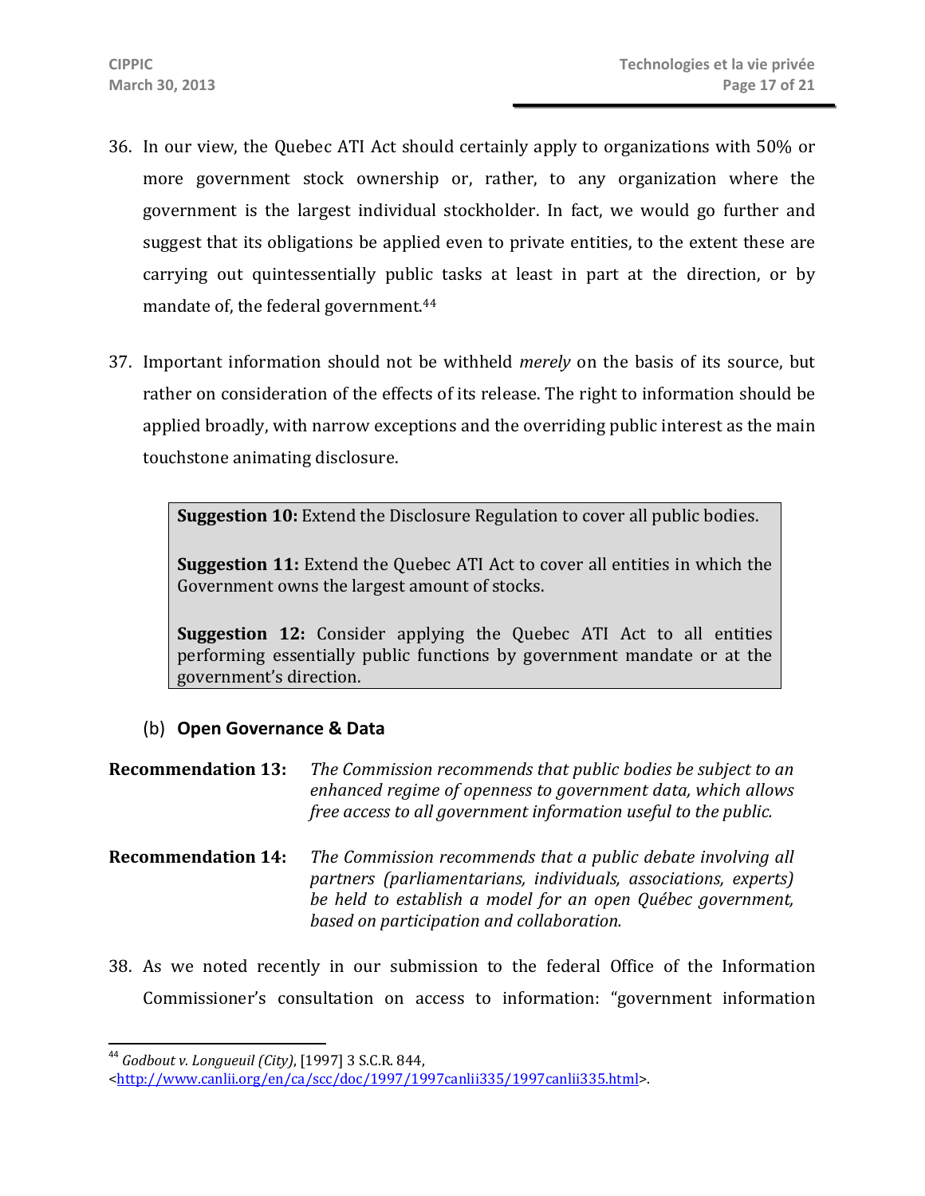36. In our view, the Quebec ATI Act should certainly apply to organizations with 50% or more government stock ownership or, rather, to any organization where the government is the largest individual stockholder. In fact, we would go further and suggest that its obligations be applied even to private entities, to the extent these are carrying out quintessentially public tasks at least in part at the direction, or by mandate of, the federal government.[44]

37. Important information should not be withheld *merely* on the basis of its source, but rather on consideration of the effects of its release. The right to information should be applied broadly, with narrow exceptions and the overriding public interest as the main touchstone animating disclosure.

> **Suggestion 10:** Extend the Disclosure Regulation to cover all public bodies.
>
> **Suggestion 11:** Extend the Quebec ATI Act to cover all entities in which the Government owns the largest amount of stocks.
>
> **Suggestion 12:** Consider applying the Quebec ATI Act to all entities performing essentially public functions by government mandate or at the government's direction.

### (b) Open Governance & Data

**Recommendation 13:** *The Commission recommends that public bodies be subject to an enhanced regime of openness to government data, which allows free access to all government information useful to the public.*

**Recommendation 14:** *The Commission recommends that a public debate involving all partners (parliamentarians, individuals, associations, experts) be held to establish a model for an open Québec government, based on participation and collaboration.*

38. As we noted recently in our submission to the federal Office of the Information Commissioner's consultation on access to information: "government information

---

[44] *Godbout v. Longueuil (City)*, [1997] 3 S.C.R. 844, <http://www.canlii.org/en/ca/scc/doc/1997/1997canlii335/1997canlii335.html>.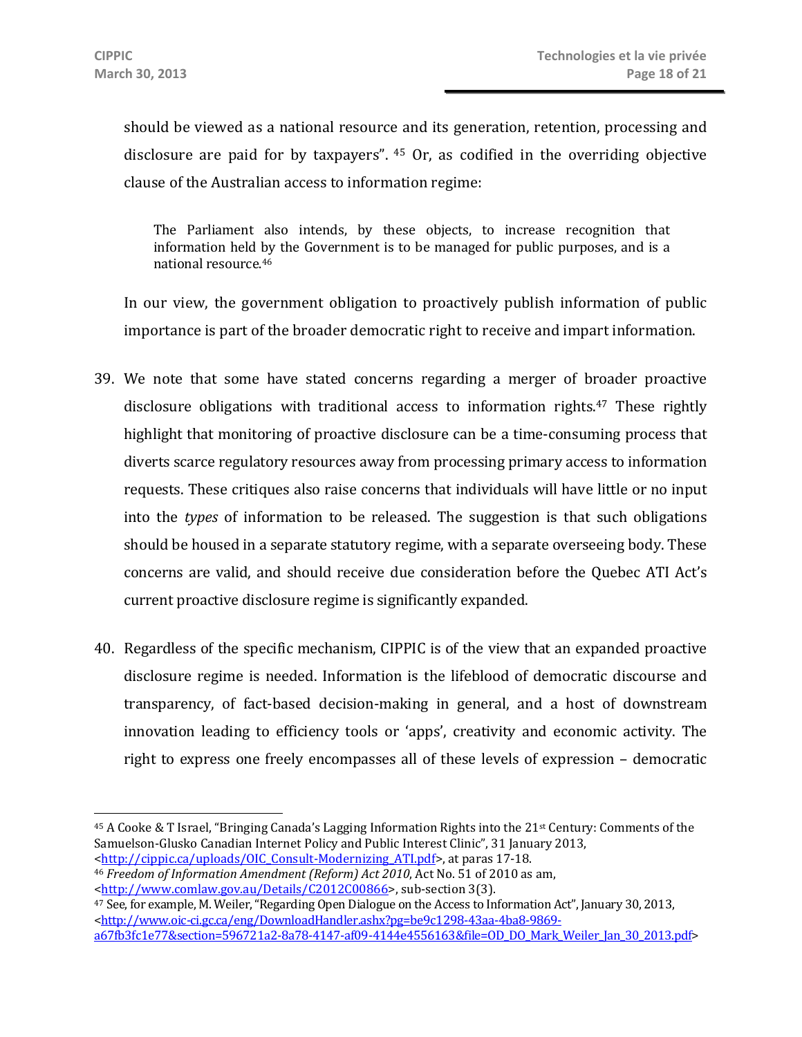should be viewed as a national resource and its generation, retention, processing and disclosure are paid for by taxpayers".[45] Or, as codified in the overriding objective clause of the Australian access to information regime:

> The Parliament also intends, by these objects, to increase recognition that information held by the Government is to be managed for public purposes, and is a national resource.[46]

In our view, the government obligation to proactively publish information of public importance is part of the broader democratic right to receive and impart information.

39. We note that some have stated concerns regarding a merger of broader proactive disclosure obligations with traditional access to information rights.[47] These rightly highlight that monitoring of proactive disclosure can be a time-consuming process that diverts scarce regulatory resources away from processing primary access to information requests. These critiques also raise concerns that individuals will have little or no input into the *types* of information to be released. The suggestion is that such obligations should be housed in a separate statutory regime, with a separate overseeing body. These concerns are valid, and should receive due consideration before the Quebec ATI Act's current proactive disclosure regime is significantly expanded.

40. Regardless of the specific mechanism, CIPPIC is of the view that an expanded proactive disclosure regime is needed. Information is the lifeblood of democratic discourse and transparency, of fact-based decision-making in general, and a host of downstream innovation leading to efficiency tools or 'apps', creativity and economic activity. The right to express one freely encompasses all of these levels of expression – democratic

---

[45] A Cooke & T Israel, "Bringing Canada's Lagging Information Rights into the 21st Century: Comments of the Samuelson-Glusko Canadian Internet Policy and Public Interest Clinic", 31 January 2013, <http://cippic.ca/uploads/OIC_Consult-Modernizing_ATI.pdf>, at paras 17-18.

[46] *Freedom of Information Amendment (Reform) Act 2010*, Act No. 51 of 2010 as am, <http://www.comlaw.gov.au/Details/C2012C00866>, sub-section 3(3).

[47] See, for example, M. Weiler, "Regarding Open Dialogue on the Access to Information Act", January 30, 2013, <http://www.oic-ci.gc.ca/eng/DownloadHandler.ashx?pg=be9c1298-43aa-4ba8-9869-a67fb3fc1e77&section=596721a2-8a78-4147-af09-4144e4556163&file=OD_DO_Mark_Weiler_Jan_30_2013.pdf>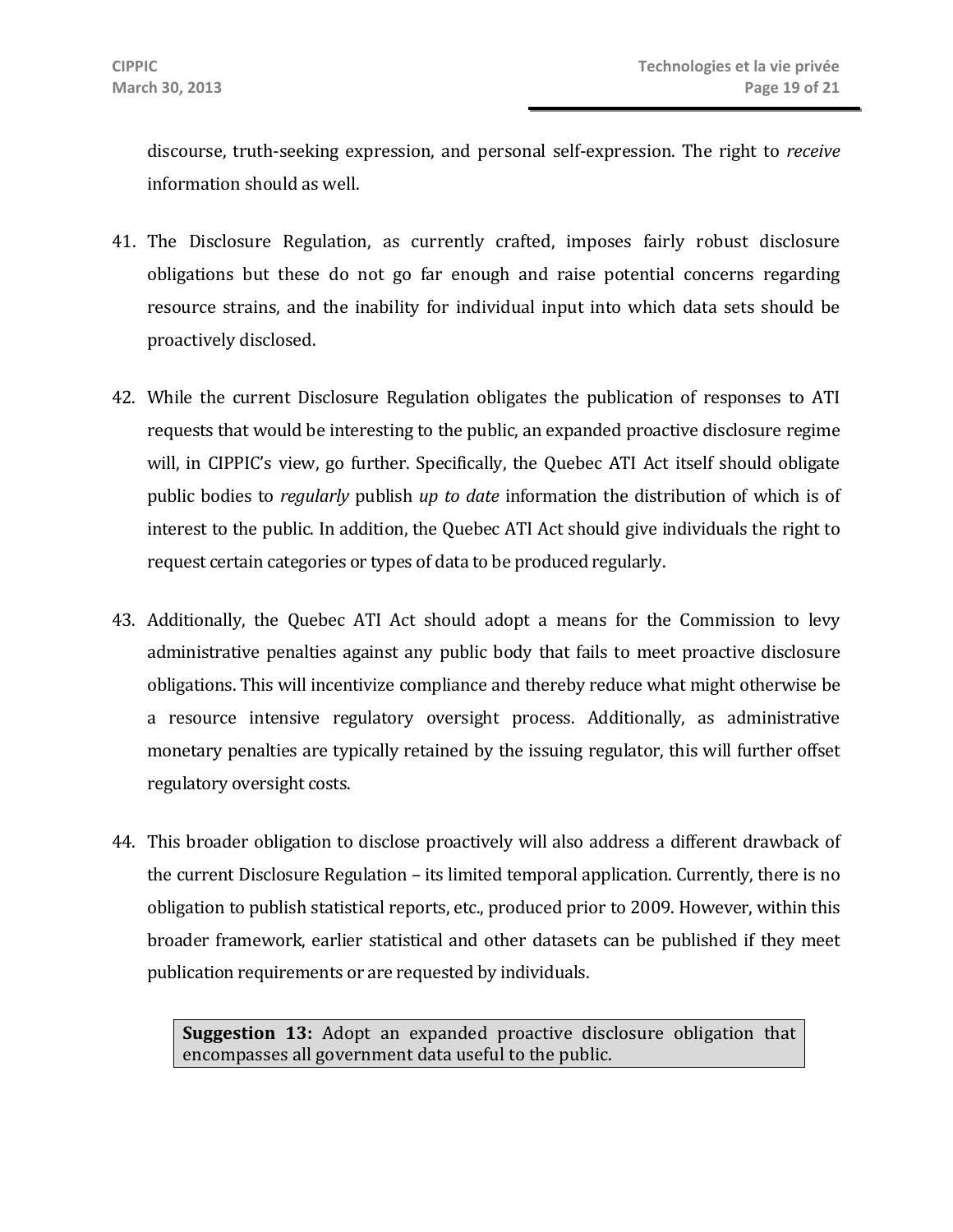discourse, truth-seeking expression, and personal self-expression. The right to *receive* information should as well.

41. The Disclosure Regulation, as currently crafted, imposes fairly robust disclosure obligations but these do not go far enough and raise potential concerns regarding resource strains, and the inability for individual input into which data sets should be proactively disclosed.

42. While the current Disclosure Regulation obligates the publication of responses to ATI requests that would be interesting to the public, an expanded proactive disclosure regime will, in CIPPIC's view, go further. Specifically, the Quebec ATI Act itself should obligate public bodies to *regularly* publish *up to date* information the distribution of which is of interest to the public. In addition, the Quebec ATI Act should give individuals the right to request certain categories or types of data to be produced regularly.

43. Additionally, the Quebec ATI Act should adopt a means for the Commission to levy administrative penalties against any public body that fails to meet proactive disclosure obligations. This will incentivize compliance and thereby reduce what might otherwise be a resource intensive regulatory oversight process. Additionally, as administrative monetary penalties are typically retained by the issuing regulator, this will further offset regulatory oversight costs.

44. This broader obligation to disclose proactively will also address a different drawback of the current Disclosure Regulation – its limited temporal application. Currently, there is no obligation to publish statistical reports, etc., produced prior to 2009. However, within this broader framework, earlier statistical and other datasets can be published if they meet publication requirements or are requested by individuals.

> **Suggestion 13:** Adopt an expanded proactive disclosure obligation that encompasses all government data useful to the public.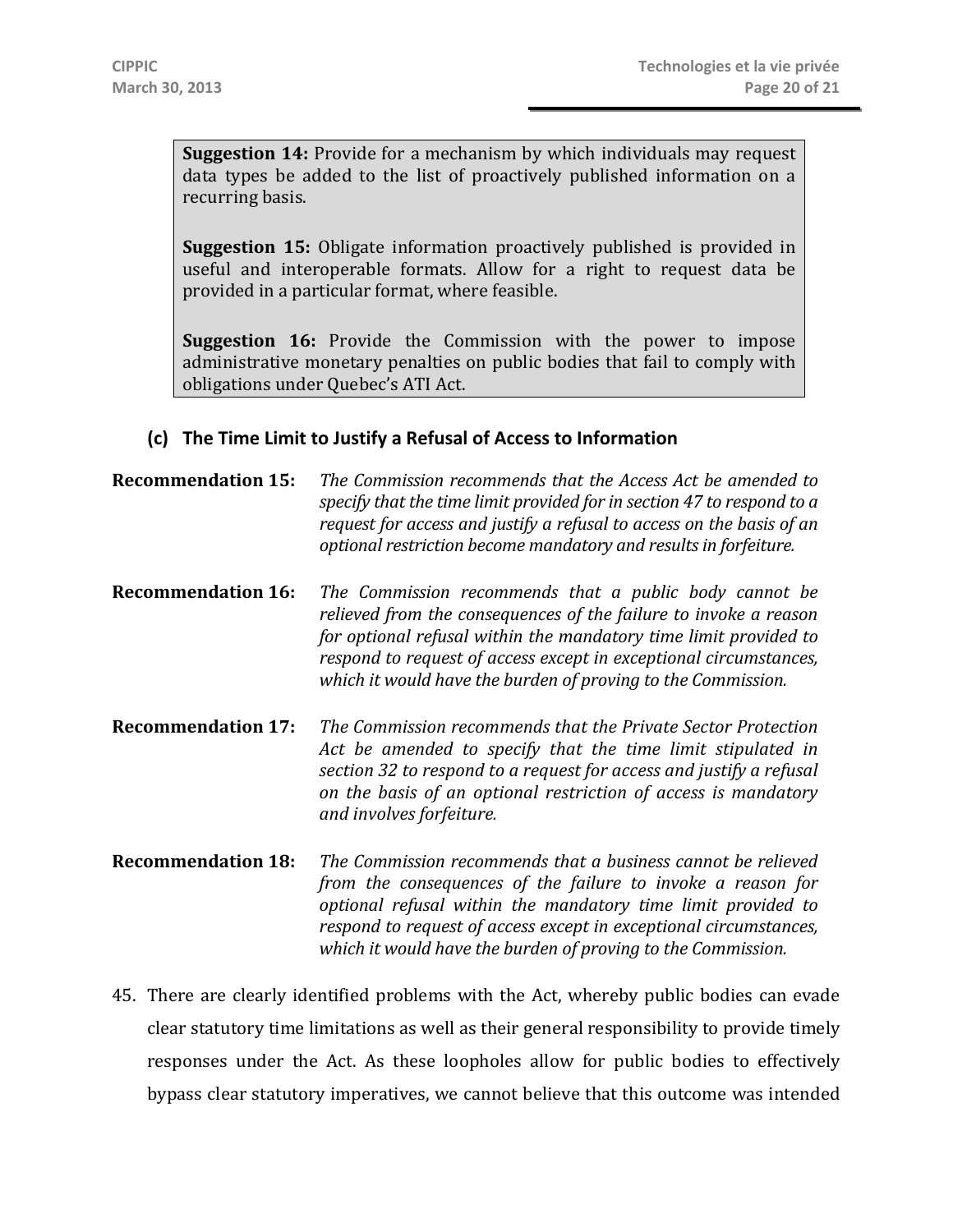**Suggestion 14:** Provide for a mechanism by which individuals may request data types be added to the list of proactively published information on a recurring basis.

**Suggestion 15:** Obligate information proactively published is provided in useful and interoperable formats. Allow for a right to request data be provided in a particular format, where feasible.

**Suggestion 16:** Provide the Commission with the power to impose administrative monetary penalties on public bodies that fail to comply with obligations under Quebec's ATI Act.

### (c) The Time Limit to Justify a Refusal of Access to Information

**Recommendation 15:** *The Commission recommends that the Access Act be amended to specify that the time limit provided for in section 47 to respond to a request for access and justify a refusal to access on the basis of an optional restriction become mandatory and results in forfeiture.*

**Recommendation 16:** *The Commission recommends that a public body cannot be relieved from the consequences of the failure to invoke a reason for optional refusal within the mandatory time limit provided to respond to request of access except in exceptional circumstances, which it would have the burden of proving to the Commission.*

**Recommendation 17:** *The Commission recommends that the Private Sector Protection Act be amended to specify that the time limit stipulated in section 32 to respond to a request for access and justify a refusal on the basis of an optional restriction of access is mandatory and involves forfeiture.*

**Recommendation 18:** *The Commission recommends that a business cannot be relieved from the consequences of the failure to invoke a reason for optional refusal within the mandatory time limit provided to respond to request of access except in exceptional circumstances, which it would have the burden of proving to the Commission.*

45. There are clearly identified problems with the Act, whereby public bodies can evade clear statutory time limitations as well as their general responsibility to provide timely responses under the Act. As these loopholes allow for public bodies to effectively bypass clear statutory imperatives, we cannot believe that this outcome was intended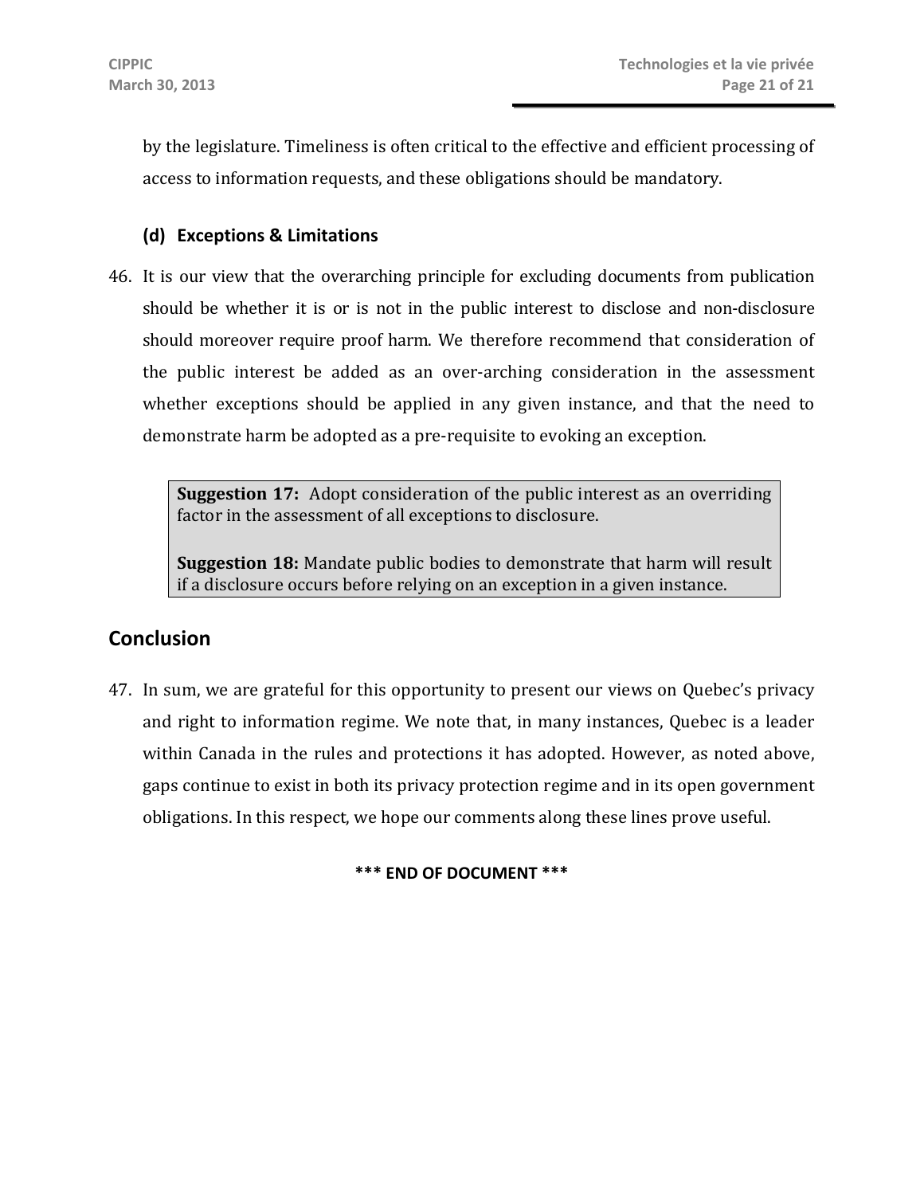by the legislature. Timeliness is often critical to the effective and efficient processing of access to information requests, and these obligations should be mandatory.

### (d) Exceptions & Limitations

46. It is our view that the overarching principle for excluding documents from publication should be whether it is or is not in the public interest to disclose and non-disclosure should moreover require proof harm. We therefore recommend that consideration of the public interest be added as an over-arching consideration in the assessment whether exceptions should be applied in any given instance, and that the need to demonstrate harm be adopted as a pre-requisite to evoking an exception.

> **Suggestion 17:** Adopt consideration of the public interest as an overriding factor in the assessment of all exceptions to disclosure.
>
> **Suggestion 18:** Mandate public bodies to demonstrate that harm will result if a disclosure occurs before relying on an exception in a given instance.

## Conclusion

47. In sum, we are grateful for this opportunity to present our views on Quebec's privacy and right to information regime. We note that, in many instances, Quebec is a leader within Canada in the rules and protections it has adopted. However, as noted above, gaps continue to exist in both its privacy protection regime and in its open government obligations. In this respect, we hope our comments along these lines prove useful.

**\*\*\* END OF DOCUMENT \*\*\***